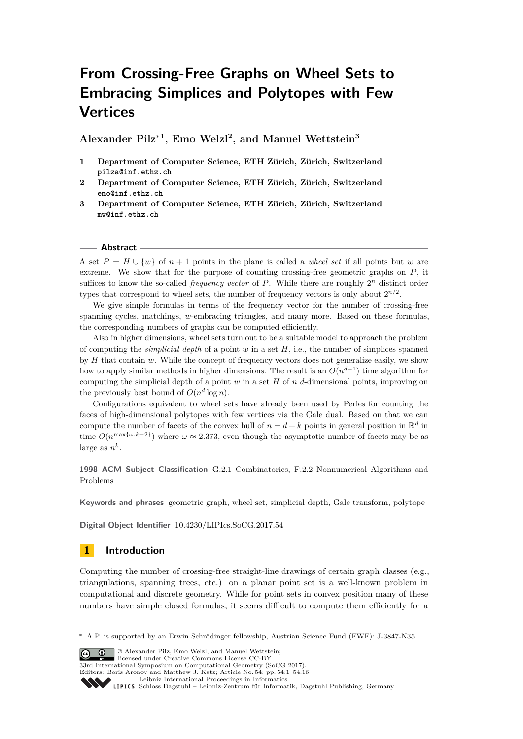# From Crossing-Free Graphs on Wheel Sets to Embracing Simplices and Polytopes with Few Vertices

**Alexander Pilz*[1], Emo Welzl[2], and Manuel Wettstein[3]**

1. **Department of Computer Science, ETH Zürich, Zürich, Switzerland** pilza@inf.ethz.ch
2. **Department of Computer Science, ETH Zürich, Zürich, Switzerland** emo@inf.ethz.ch
3. **Department of Computer Science, ETH Zürich, Zürich, Switzerland** mw@inf.ethz.ch

## Abstract

A set $P = H \cup \{w\}$ of $n + 1$ points in the plane is called a *wheel set* if all points but $w$ are extreme. We show that for the purpose of counting crossing-free geometric graphs on $P$, it suffices to know the so-called *frequency vector* of $P$. While there are roughly $2^n$ distinct order types that correspond to wheel sets, the number of frequency vectors is only about $2^{n/2}$.

We give simple formulas in terms of the frequency vector for the number of crossing-free spanning cycles, matchings, $w$-embracing triangles, and many more. Based on these formulas, the corresponding numbers of graphs can be computed efficiently.

Also in higher dimensions, wheel sets turn out to be a suitable model to approach the problem of computing the *simplicial depth* of a point $w$ in a set $H$, i.e., the number of simplices spanned by $H$ that contain $w$. While the concept of frequency vectors does not generalize easily, we show how to apply similar methods in higher dimensions. The result is an $O(n^{d-1})$ time algorithm for computing the simplicial depth of a point $w$ in a set $H$ of $n$ $d$-dimensional points, improving on the previously best bound of $O(n^d \log n)$.

Configurations equivalent to wheel sets have already been used by Perles for counting the faces of high-dimensional polytopes with few vertices via the Gale dual. Based on that we can compute the number of facets of the convex hull of $n = d + k$ points in general position in $\mathbb{R}^d$ in time $O(n^{\max\{\omega, k-2\}})$ where $\omega \approx 2.373$, even though the asymptotic number of facets may be as large as $n^k$.

**1998 ACM Subject Classification** G.2.1 Combinatorics, F.2.2 Nonnumerical Algorithms and Problems

**Keywords and phrases** geometric graph, wheel set, simplicial depth, Gale transform, polytope

**Digital Object Identifier** 10.4230/LIPIcs.SoCG.2017.54

## 1 Introduction

Computing the number of crossing-free straight-line drawings of certain graph classes (e.g., triangulations, spanning trees, etc.) on a planar point set is a well-known problem in computational and discrete geometry. While for point sets in convex position many of these numbers have simple closed formulas, it seems difficult to compute them efficiently for a

---

* A.P. is supported by an Erwin Schrödinger fellowship, Austrian Science Fund (FWF): J-3847-N35.

© Alexander Pilz, Emo Welzl, and Manuel Wettstein; licensed under Creative Commons License CC-BY
33rd International Symposium on Computational Geometry (SoCG 2017).
Editors: Boris Aronov and Matthew J. Katz; Article No. 54; pp. 54:1–54:16
Leibniz International Proceedings in Informatics
Schloss Dagstuhl – Leibniz-Zentrum für Informatik, Dagstuhl Publishing, Germany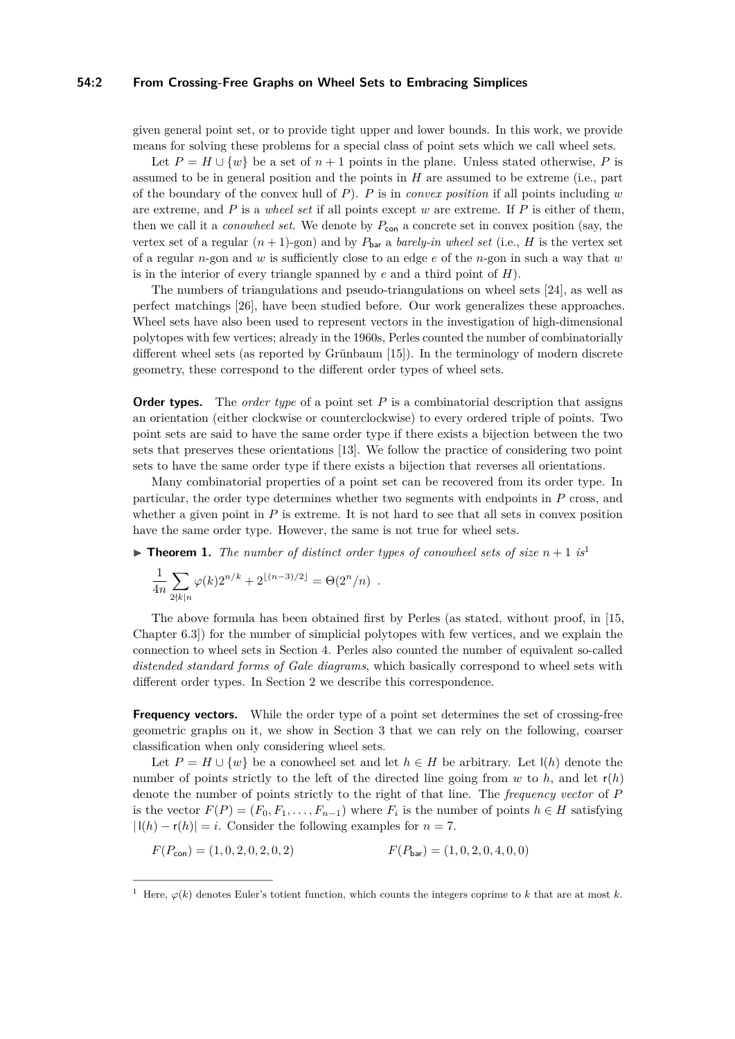given general point set, or to provide tight upper and lower bounds. In this work, we provide means for solving these problems for a special class of point sets which we call wheel sets.

Let $P = H \cup \{w\}$ be a set of $n+1$ points in the plane. Unless stated otherwise, $P$ is assumed to be in general position and the points in $H$ are assumed to be extreme (i.e., part of the boundary of the convex hull of $P$). $P$ is in *convex position* if all points including $w$ are extreme, and $P$ is a *wheel set* if all points except $w$ are extreme. If $P$ is either of them, then we call it a *conowheel set*. We denote by $P_{\mathsf{con}}$ a concrete set in convex position (say, the vertex set of a regular $(n+1)$-gon) and by $P_{\mathsf{bar}}$ a *barely-in wheel set* (i.e., $H$ is the vertex set of a regular $n$-gon and $w$ is sufficiently close to an edge $e$ of the $n$-gon in such a way that $w$ is in the interior of every triangle spanned by $e$ and a third point of $H$).

The numbers of triangulations and pseudo-triangulations on wheel sets [24], as well as perfect matchings [26], have been studied before. Our work generalizes these approaches. Wheel sets have also been used to represent vectors in the investigation of high-dimensional polytopes with few vertices; already in the 1960s, Perles counted the number of combinatorially different wheel sets (as reported by Grünbaum [15]). In the terminology of modern discrete geometry, these correspond to the different order types of wheel sets.

**Order types.** The *order type* of a point set $P$ is a combinatorial description that assigns an orientation (either clockwise or counterclockwise) to every ordered triple of points. Two point sets are said to have the same order type if there exists a bijection between the two sets that preserves these orientations [13]. We follow the practice of considering two point sets to have the same order type if there exists a bijection that reverses all orientations.

Many combinatorial properties of a point set can be recovered from its order type. In particular, the order type determines whether two segments with endpoints in $P$ cross, and whether a given point in $P$ is extreme. It is not hard to see that all sets in convex position have the same order type. However, the same is not true for wheel sets.

▶ **Theorem 1.** *The number of distinct order types of conowheel sets of size $n+1$ is*[1]

$$\frac{1}{4n} \sum_{2 \nmid k \mid n} \varphi(k) 2^{n/k} + 2^{\lfloor (n-3)/2 \rfloor} = \Theta(2^n/n) \ .$$

The above formula has been obtained first by Perles (as stated, without proof, in [15, Chapter 6.3]) for the number of simplicial polytopes with few vertices, and we explain the connection to wheel sets in Section 4. Perles also counted the number of equivalent so-called *distended standard forms of Gale diagrams*, which basically correspond to wheel sets with different order types. In Section 2 we describe this correspondence.

**Frequency vectors.** While the order type of a point set determines the set of crossing-free geometric graphs on it, we show in Section 3 that we can rely on the following, coarser classification when only considering wheel sets.

Let $P = H \cup \{w\}$ be a conowheel set and let $h \in H$ be arbitrary. Let $\mathsf{l}(h)$ denote the number of points strictly to the left of the directed line going from $w$ to $h$, and let $\mathsf{r}(h)$ denote the number of points strictly to the right of that line. The *frequency vector* of $P$ is the vector $F(P) = (F_0, F_1, \ldots, F_{n-1})$ where $F_i$ is the number of points $h \in H$ satisfying $|\,\mathsf{l}(h) - \mathsf{r}(h)| = i$. Consider the following examples for $n = 7$.

$$F(P_{\mathsf{con}}) = (1, 0, 2, 0, 2, 0, 2) \qquad\qquad F(P_{\mathsf{bar}}) = (1, 0, 2, 0, 4, 0, 0)$$

---

[1] Here, $\varphi(k)$ denotes Euler's totient function, which counts the integers coprime to $k$ that are at most $k$.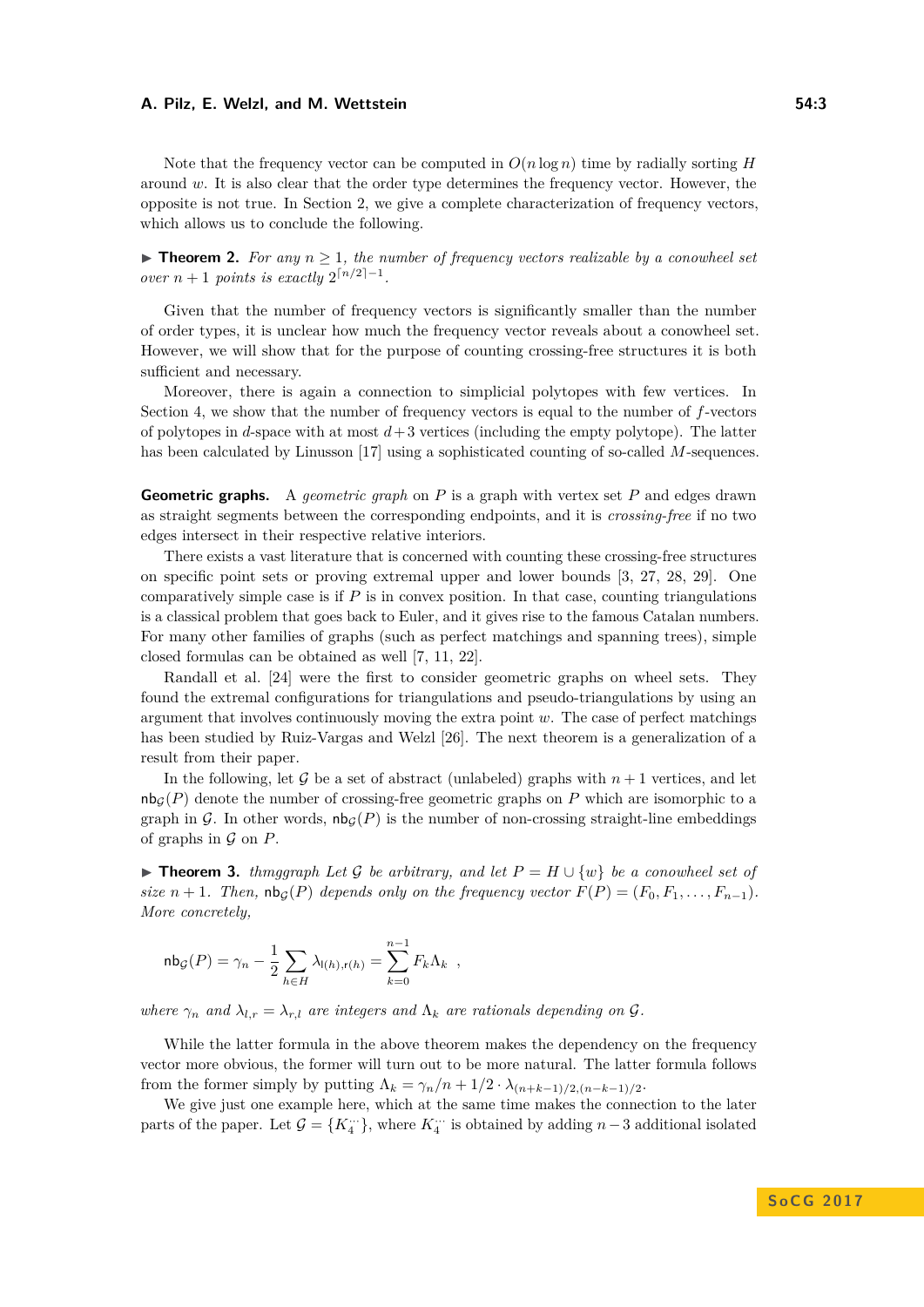Note that the frequency vector can be computed in $O(n \log n)$ time by radially sorting $H$ around $w$. It is also clear that the order type determines the frequency vector. However, the opposite is not true. In Section 2, we give a complete characterization of frequency vectors, which allows us to conclude the following.

▶ **Theorem 2.** *For any $n \geq 1$, the number of frequency vectors realizable by a conowheel set over $n+1$ points is exactly $2^{\lceil n/2 \rceil - 1}$.*

Given that the number of frequency vectors is significantly smaller than the number of order types, it is unclear how much the frequency vector reveals about a conowheel set. However, we will show that for the purpose of counting crossing-free structures it is both sufficient and necessary.

Moreover, there is again a connection to simplicial polytopes with few vertices. In Section 4, we show that the number of frequency vectors is equal to the number of $f$-vectors of polytopes in $d$-space with at most $d+3$ vertices (including the empty polytope). The latter has been calculated by Linusson [17] using a sophisticated counting of so-called $M$-sequences.

**Geometric graphs.** A *geometric graph* on $P$ is a graph with vertex set $P$ and edges drawn as straight segments between the corresponding endpoints, and it is *crossing-free* if no two edges intersect in their respective relative interiors.

There exists a vast literature that is concerned with counting these crossing-free structures on specific point sets or proving extremal upper and lower bounds [3, 27, 28, 29]. One comparatively simple case is if $P$ is in convex position. In that case, counting triangulations is a classical problem that goes back to Euler, and it gives rise to the famous Catalan numbers. For many other families of graphs (such as perfect matchings and spanning trees), simple closed formulas can be obtained as well [7, 11, 22].

Randall et al. [24] were the first to consider geometric graphs on wheel sets. They found the extremal configurations for triangulations and pseudo-triangulations by using an argument that involves continuously moving the extra point $w$. The case of perfect matchings has been studied by Ruiz-Vargas and Welzl [26]. The next theorem is a generalization of a result from their paper.

In the following, let $\mathcal{G}$ be a set of abstract (unlabeled) graphs with $n+1$ vertices, and let $\mathsf{nb}_{\mathcal{G}}(P)$ denote the number of crossing-free geometric graphs on $P$ which are isomorphic to a graph in $\mathcal{G}$. In other words, $\mathsf{nb}_{\mathcal{G}}(P)$ is the number of non-crossing straight-line embeddings of graphs in $\mathcal{G}$ on $P$.

▶ **Theorem 3.** *thmggraph Let $\mathcal{G}$ be arbitrary, and let $P = H \cup \{w\}$ be a conowheel set of size $n+1$. Then, $\mathsf{nb}_{\mathcal{G}}(P)$ depends only on the frequency vector $F(P) = (F_0, F_1, \ldots, F_{n-1})$. More concretely,*

$$\mathsf{nb}_{\mathcal{G}}(P) = \gamma_n - \frac{1}{2} \sum_{h \in H} \lambda_{\mathsf{l}(h),\mathsf{r}(h)} = \sum_{k=0}^{n-1} F_k \Lambda_k \;,$$

*where $\gamma_n$ and $\lambda_{l,r} = \lambda_{r,l}$ are integers and $\Lambda_k$ are rationals depending on $\mathcal{G}$.*

While the latter formula in the above theorem makes the dependency on the frequency vector more obvious, the former will turn out to be more natural. The latter formula follows from the former simply by putting $\Lambda_k = \gamma_n/n + 1/2 \cdot \lambda_{(n+k-1)/2,(n-k-1)/2}$.

We give just one example here, which at the same time makes the connection to the later parts of the paper. Let $\mathcal{G} = \{K_4^{\cdot\cdot}\}$, where $K_4^{\cdot\cdot}$ is obtained by adding $n-3$ additional isolated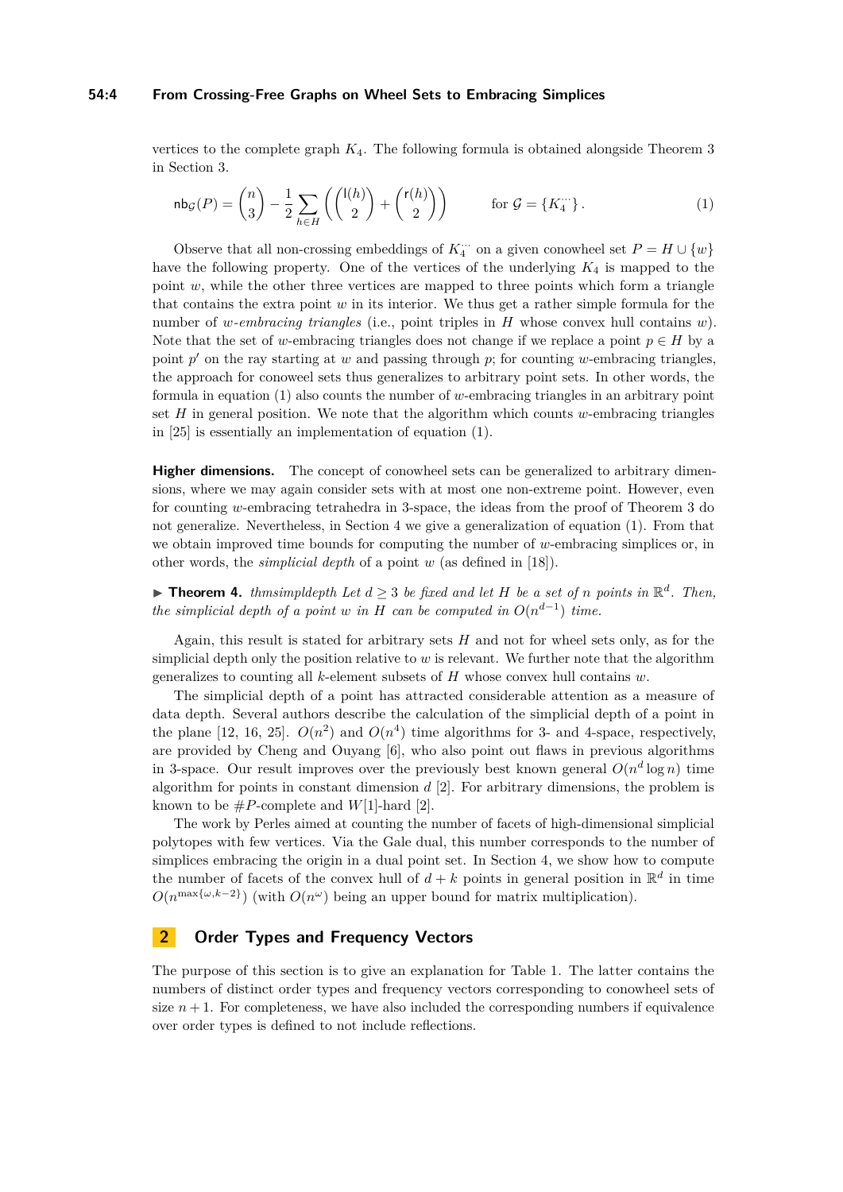vertices to the complete graph $K_4$. The following formula is obtained alongside Theorem 3 in Section 3.

$$\mathsf{nb}_{\mathcal{G}}(P) = \binom{n}{3} - \frac{1}{2}\sum_{h \in H}\left(\binom{\mathsf{l}(h)}{2} + \binom{\mathsf{r}(h)}{2}\right) \qquad \text{for } \mathcal{G} = \{K_4^{\because}\}\,. \tag{1}$$

Observe that all non-crossing embeddings of $K_4^{\because}$ on a given conowheel set $P = H \cup \{w\}$ have the following property. One of the vertices of the underlying $K_4$ is mapped to the point $w$, while the other three vertices are mapped to three points which form a triangle that contains the extra point $w$ in its interior. We thus get a rather simple formula for the number of *w-embracing triangles* (i.e., point triples in $H$ whose convex hull contains $w$). Note that the set of $w$-embracing triangles does not change if we replace a point $p \in H$ by a point $p'$ on the ray starting at $w$ and passing through $p$; for counting $w$-embracing triangles, the approach for conoweel sets thus generalizes to arbitrary point sets. In other words, the formula in equation (1) also counts the number of $w$-embracing triangles in an arbitrary point set $H$ in general position. We note that the algorithm which counts $w$-embracing triangles in [25] is essentially an implementation of equation (1).

**Higher dimensions.** The concept of conowheel sets can be generalized to arbitrary dimensions, where we may again consider sets with at most one non-extreme point. However, even for counting $w$-embracing tetrahedra in 3-space, the ideas from the proof of Theorem 3 do not generalize. Nevertheless, in Section 4 we give a generalization of equation (1). From that we obtain improved time bounds for computing the number of $w$-embracing simplices or, in other words, the *simplicial depth* of a point $w$ (as defined in [18]).

▶ **Theorem 4.** *thmsimpldepth Let $d \geq 3$ be fixed and let $H$ be a set of $n$ points in $\mathbb{R}^d$. Then, the simplicial depth of a point $w$ in $H$ can be computed in $O(n^{d-1})$ time.*

Again, this result is stated for arbitrary sets $H$ and not for wheel sets only, as for the simplicial depth only the position relative to $w$ is relevant. We further note that the algorithm generalizes to counting all $k$-element subsets of $H$ whose convex hull contains $w$.

The simplicial depth of a point has attracted considerable attention as a measure of data depth. Several authors describe the calculation of the simplicial depth of a point in the plane [12, 16, 25]. $O(n^2)$ and $O(n^4)$ time algorithms for 3- and 4-space, respectively, are provided by Cheng and Ouyang [6], who also point out flaws in previous algorithms in 3-space. Our result improves over the previously best known general $O(n^d \log n)$ time algorithm for points in constant dimension $d$ [2]. For arbitrary dimensions, the problem is known to be $\#P$-complete and $W[1]$-hard [2].

The work by Perles aimed at counting the number of facets of high-dimensional simplicial polytopes with few vertices. Via the Gale dual, this number corresponds to the number of simplices embracing the origin in a dual point set. In Section 4, we show how to compute the number of facets of the convex hull of $d + k$ points in general position in $\mathbb{R}^d$ in time $O(n^{\max\{\omega, k-2\}})$ (with $O(n^\omega)$ being an upper bound for matrix multiplication).

## 2 Order Types and Frequency Vectors

The purpose of this section is to give an explanation for Table 1. The latter contains the numbers of distinct order types and frequency vectors corresponding to conowheel sets of size $n + 1$. For completeness, we have also included the corresponding numbers if equivalence over order types is defined to not include reflections.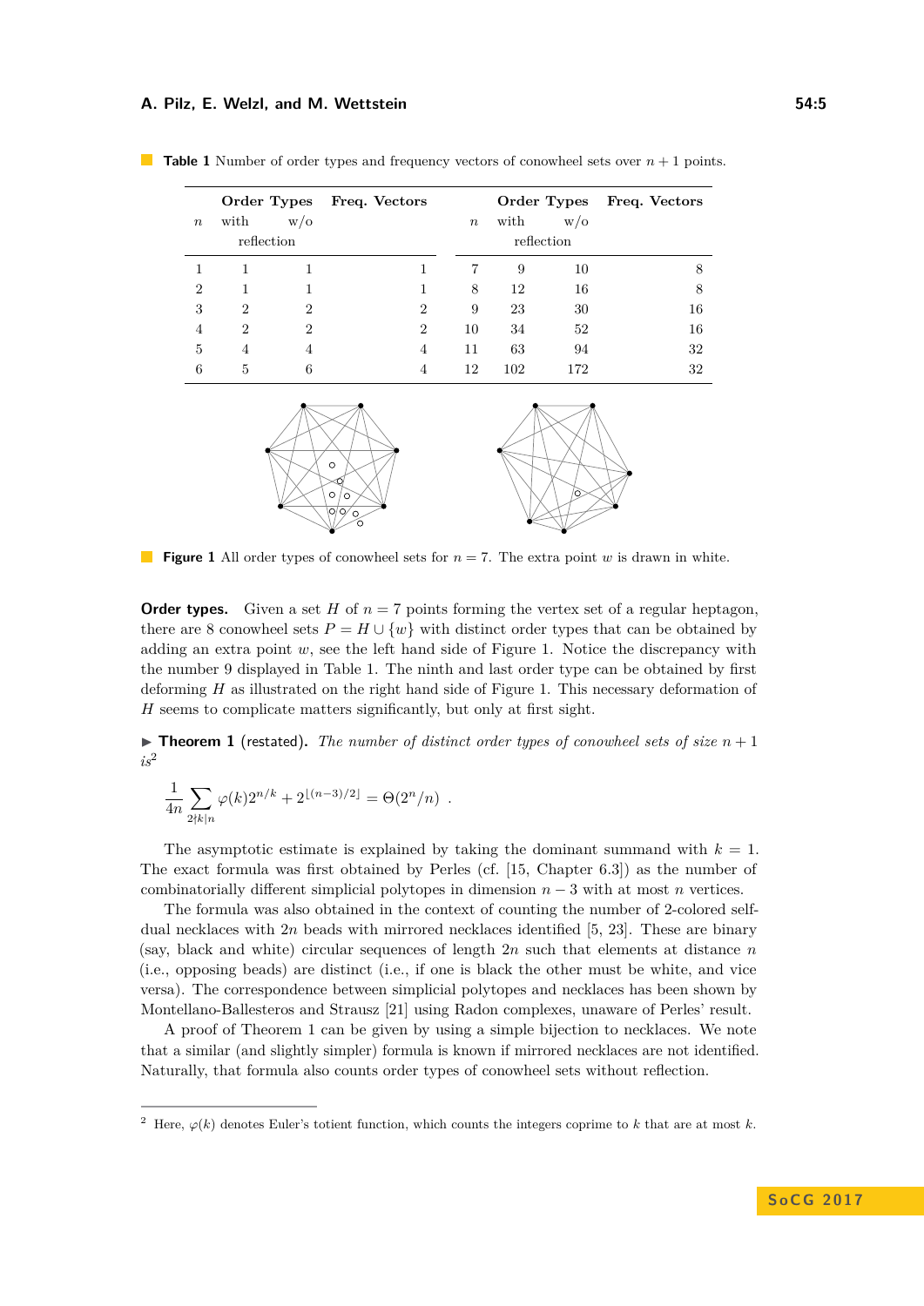**Table 1** Number of order types and frequency vectors of conowheel sets over $n+1$ points.

| $n$ | Order Types with reflection | Order Types w/o reflection | Freq. Vectors | $n$ | Order Types with reflection | Order Types w/o reflection | Freq. Vectors |
|---|---|---|---|---|---|---|---|
| 1 | 1 | 1 | 1 | 7 | 9 | 10 | 8 |
| 2 | 1 | 1 | 1 | 8 | 12 | 16 | 8 |
| 3 | 2 | 2 | 2 | 9 | 23 | 30 | 16 |
| 4 | 2 | 2 | 2 | 10 | 34 | 52 | 16 |
| 5 | 4 | 4 | 4 | 11 | 63 | 94 | 32 |
| 6 | 5 | 6 | 4 | 12 | 102 | 172 | 32 |

**Figure 1** All order types of conowheel sets for $n = 7$. The extra point $w$ is drawn in white.

**Order types.** Given a set $H$ of $n = 7$ points forming the vertex set of a regular heptagon, there are 8 conowheel sets $P = H \cup \{w\}$ with distinct order types that can be obtained by adding an extra point $w$, see the left hand side of Figure 1. Notice the discrepancy with the number 9 displayed in Table 1. The ninth and last order type can be obtained by first deforming $H$ as illustrated on the right hand side of Figure 1. This necessary deformation of $H$ seems to complicate matters significantly, but only at first sight.

▶ **Theorem 1** (restated). *The number of distinct order types of conowheel sets of size $n+1$ is*[2]

$$\frac{1}{4n} \sum_{2 \nmid k \mid n} \varphi(k) 2^{n/k} + 2^{\lfloor (n-3)/2 \rfloor} = \Theta(2^n/n) \ .$$

The asymptotic estimate is explained by taking the dominant summand with $k = 1$. The exact formula was first obtained by Perles (cf. [15, Chapter 6.3]) as the number of combinatorially different simplicial polytopes in dimension $n-3$ with at most $n$ vertices.

The formula was also obtained in the context of counting the number of 2-colored self-dual necklaces with $2n$ beads with mirrored necklaces identified [5, 23]. These are binary (say, black and white) circular sequences of length $2n$ such that elements at distance $n$ (i.e., opposing beads) are distinct (i.e., if one is black the other must be white, and vice versa). The correspondence between simplicial polytopes and necklaces has been shown by Montellano-Ballesteros and Strausz [21] using Radon complexes, unaware of Perles' result.

A proof of Theorem 1 can be given by using a simple bijection to necklaces. We note that a similar (and slightly simpler) formula is known if mirrored necklaces are not identified. Naturally, that formula also counts order types of conowheel sets without reflection.

[2] Here, $\varphi(k)$ denotes Euler's totient function, which counts the integers coprime to $k$ that are at most $k$.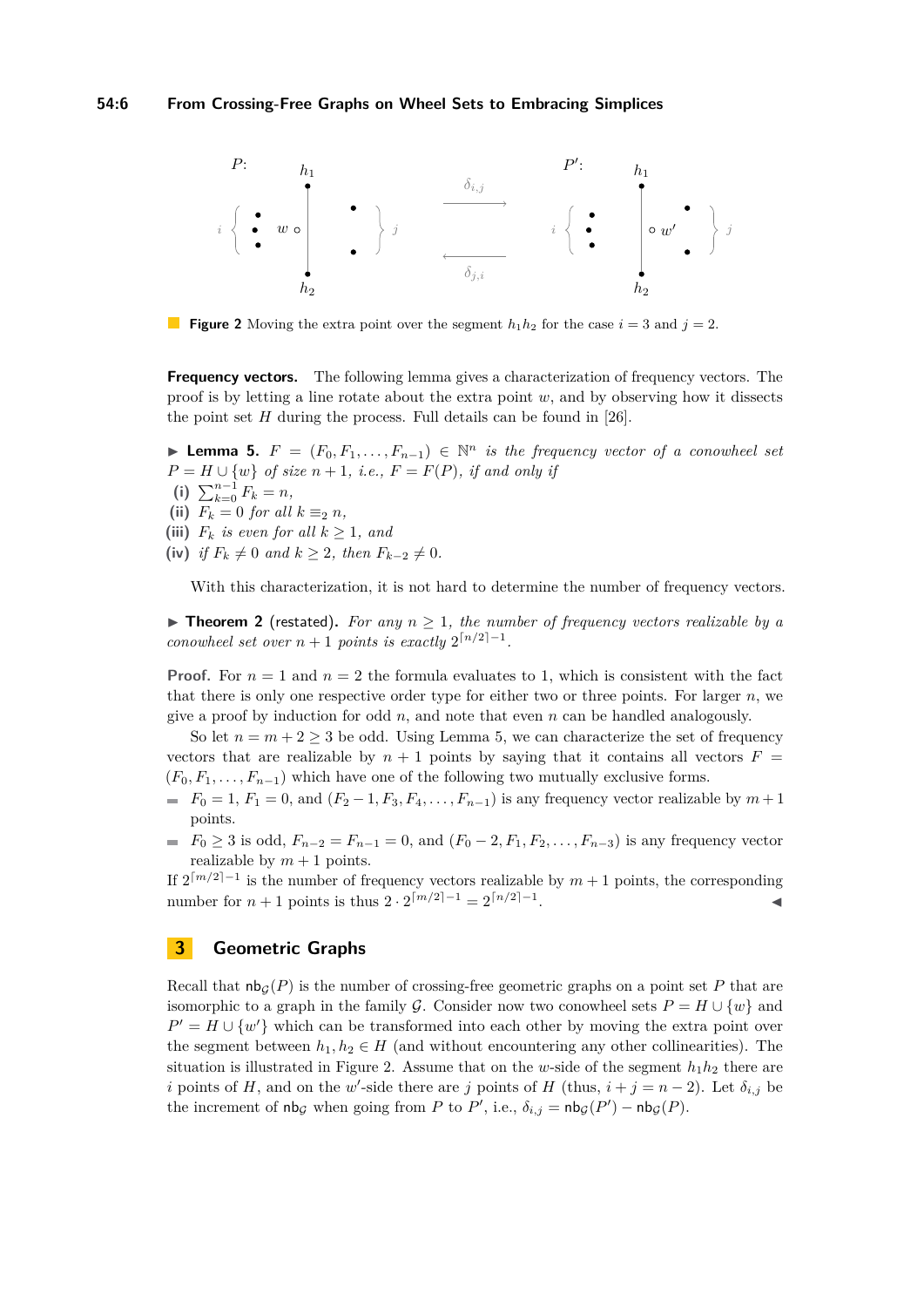**Figure 2** Moving the extra point over the segment $h_1h_2$ for the case $i = 3$ and $j = 2$.

**Frequency vectors.** The following lemma gives a characterization of frequency vectors. The proof is by letting a line rotate about the extra point $w$, and by observing how it dissects the point set $H$ during the process. Full details can be found in [26].

▶ **Lemma 5.** *$F = (F_0, F_1, \ldots, F_{n-1}) \in \mathbb{N}^n$ is the frequency vector of a conowheel set $P = H \cup \{w\}$ of size $n+1$, i.e., $F = F(P)$, if and only if*

**(i)** $\sum_{k=0}^{n-1} F_k = n$,

**(ii)** *$F_k = 0$ for all $k \equiv_2 n$,*

**(iii)** *$F_k$ is even for all $k \geq 1$, and*

**(iv)** *if $F_k \neq 0$ and $k \geq 2$, then $F_{k-2} \neq 0$.*

With this characterization, it is not hard to determine the number of frequency vectors.

▶ **Theorem 2** (restated). *For any $n \geq 1$, the number of frequency vectors realizable by a conowheel set over $n+1$ points is exactly $2^{\lceil n/2 \rceil - 1}$.*

**Proof.** For $n = 1$ and $n = 2$ the formula evaluates to 1, which is consistent with the fact that there is only one respective order type for either two or three points. For larger $n$, we give a proof by induction for odd $n$, and note that even $n$ can be handled analogously.

So let $n = m + 2 \geq 3$ be odd. Using Lemma 5, we can characterize the set of frequency vectors that are realizable by $n+1$ points by saying that it contains all vectors $F = (F_0, F_1, \ldots, F_{n-1})$ which have one of the following two mutually exclusive forms.

- $F_0 = 1$, $F_1 = 0$, and $(F_2 - 1, F_3, F_4, \ldots, F_{n-1})$ is any frequency vector realizable by $m+1$ points.
- $F_0 \geq 3$ is odd, $F_{n-2} = F_{n-1} = 0$, and $(F_0 - 2, F_1, F_2, \ldots, F_{n-3})$ is any frequency vector realizable by $m+1$ points.

If $2^{\lceil m/2 \rceil - 1}$ is the number of frequency vectors realizable by $m+1$ points, the corresponding number for $n+1$ points is thus $2 \cdot 2^{\lceil m/2 \rceil - 1} = 2^{\lceil n/2 \rceil - 1}$. ◀

## 3 Geometric Graphs

Recall that $\mathsf{nb}_{\mathcal{G}}(P)$ is the number of crossing-free geometric graphs on a point set $P$ that are isomorphic to a graph in the family $\mathcal{G}$. Consider now two conowheel sets $P = H \cup \{w\}$ and $P' = H \cup \{w'\}$ which can be transformed into each other by moving the extra point over the segment between $h_1, h_2 \in H$ (and without encountering any other collinearities). The situation is illustrated in Figure 2. Assume that on the $w$-side of the segment $h_1h_2$ there are $i$ points of $H$, and on the $w'$-side there are $j$ points of $H$ (thus, $i + j = n - 2$). Let $\delta_{i,j}$ be the increment of $\mathsf{nb}_{\mathcal{G}}$ when going from $P$ to $P'$, i.e., $\delta_{i,j} = \mathsf{nb}_{\mathcal{G}}(P') - \mathsf{nb}_{\mathcal{G}}(P)$.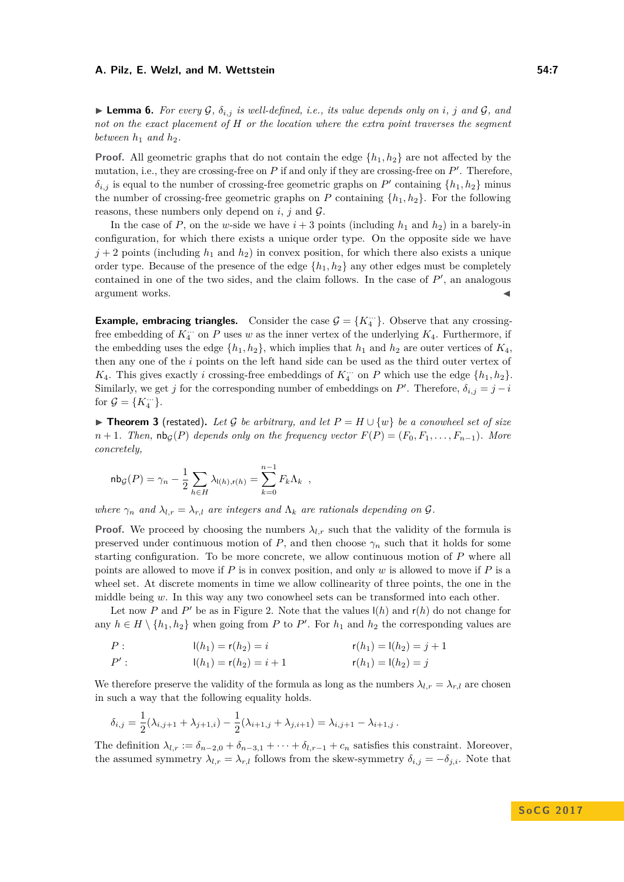▶ **Lemma 6.** *For every $\mathcal{G}$, $\delta_{i,j}$ is well-defined, i.e., its value depends only on $i$, $j$ and $\mathcal{G}$, and not on the exact placement of $H$ or the location where the extra point traverses the segment between $h_1$ and $h_2$.*

**Proof.** All geometric graphs that do not contain the edge $\{h_1, h_2\}$ are not affected by the mutation, i.e., they are crossing-free on $P$ if and only if they are crossing-free on $P'$. Therefore, $\delta_{i,j}$ is equal to the number of crossing-free geometric graphs on $P'$ containing $\{h_1, h_2\}$ minus the number of crossing-free geometric graphs on $P$ containing $\{h_1, h_2\}$. For the following reasons, these numbers only depend on $i$, $j$ and $\mathcal{G}$.

In the case of $P$, on the $w$-side we have $i+3$ points (including $h_1$ and $h_2$) in a barely-in configuration, for which there exists a unique order type. On the opposite side we have $j+2$ points (including $h_1$ and $h_2$) in convex position, for which there also exists a unique order type. Because of the presence of the edge $\{h_1, h_2\}$ any other edges must be completely contained in one of the two sides, and the claim follows. In the case of $P'$, an analogous argument works. ◀

**Example, embracing triangles.** Consider the case $\mathcal{G} = \{K_4^{\because}\}$. Observe that any crossing-free embedding of $K_4^{\because}$ on $P$ uses $w$ as the inner vertex of the underlying $K_4$. Furthermore, if the embedding uses the edge $\{h_1, h_2\}$, which implies that $h_1$ and $h_2$ are outer vertices of $K_4$, then any one of the $i$ points on the left hand side can be used as the third outer vertex of $K_4$. This gives exactly $i$ crossing-free embeddings of $K_4^{\because}$ on $P$ which use the edge $\{h_1, h_2\}$. Similarly, we get $j$ for the corresponding number of embeddings on $P'$. Therefore, $\delta_{i,j} = j - i$ for $\mathcal{G} = \{K_4^{\because}\}$.

▶ **Theorem 3** (restated)**.** *Let $\mathcal{G}$ be arbitrary, and let $P = H \cup \{w\}$ be a conowheel set of size $n+1$. Then, $\mathsf{nb}_{\mathcal{G}}(P)$ depends only on the frequency vector $F(P) = (F_0, F_1, \ldots, F_{n-1})$. More concretely,*

$$\mathsf{nb}_{\mathcal{G}}(P) = \gamma_n - \frac{1}{2}\sum_{h \in H} \lambda_{\mathsf{l}(h),\mathsf{r}(h)} = \sum_{k=0}^{n-1} F_k \Lambda_k \ ,$$

*where $\gamma_n$ and $\lambda_{l,r} = \lambda_{r,l}$ are integers and $\Lambda_k$ are rationals depending on $\mathcal{G}$.*

**Proof.** We proceed by choosing the numbers $\lambda_{l,r}$ such that the validity of the formula is preserved under continuous motion of $P$, and then choose $\gamma_n$ such that it holds for some starting configuration. To be more concrete, we allow continuous motion of $P$ where all points are allowed to move if $P$ is in convex position, and only $w$ is allowed to move if $P$ is a wheel set. At discrete moments in time we allow collinearity of three points, the one in the middle being $w$. In this way any two conowheel sets can be transformed into each other.

Let now $P$ and $P'$ be as in Figure 2. Note that the values $\mathsf{l}(h)$ and $\mathsf{r}(h)$ do not change for any $h \in H \setminus \{h_1, h_2\}$ when going from $P$ to $P'$. For $h_1$ and $h_2$ the corresponding values are

$$\begin{array}{lll} P: & \mathsf{l}(h_1) = \mathsf{r}(h_2) = i & \mathsf{r}(h_1) = \mathsf{l}(h_2) = j+1 \\ P': & \mathsf{l}(h_1) = \mathsf{r}(h_2) = i+1 & \mathsf{r}(h_1) = \mathsf{l}(h_2) = j \end{array}$$

We therefore preserve the validity of the formula as long as the numbers $\lambda_{l,r} = \lambda_{r,l}$ are chosen in such a way that the following equality holds.

$$\delta_{i,j} = \frac{1}{2}(\lambda_{i,j+1} + \lambda_{j+1,i}) - \frac{1}{2}(\lambda_{i+1,j} + \lambda_{j,i+1}) = \lambda_{i,j+1} - \lambda_{i+1,j} \, .$$

The definition $\lambda_{l,r} := \delta_{n-2,0} + \delta_{n-3,1} + \cdots + \delta_{l,r-1} + c_n$ satisfies this constraint. Moreover, the assumed symmetry $\lambda_{l,r} = \lambda_{r,l}$ follows from the skew-symmetry $\delta_{i,j} = -\delta_{j,i}$. Note that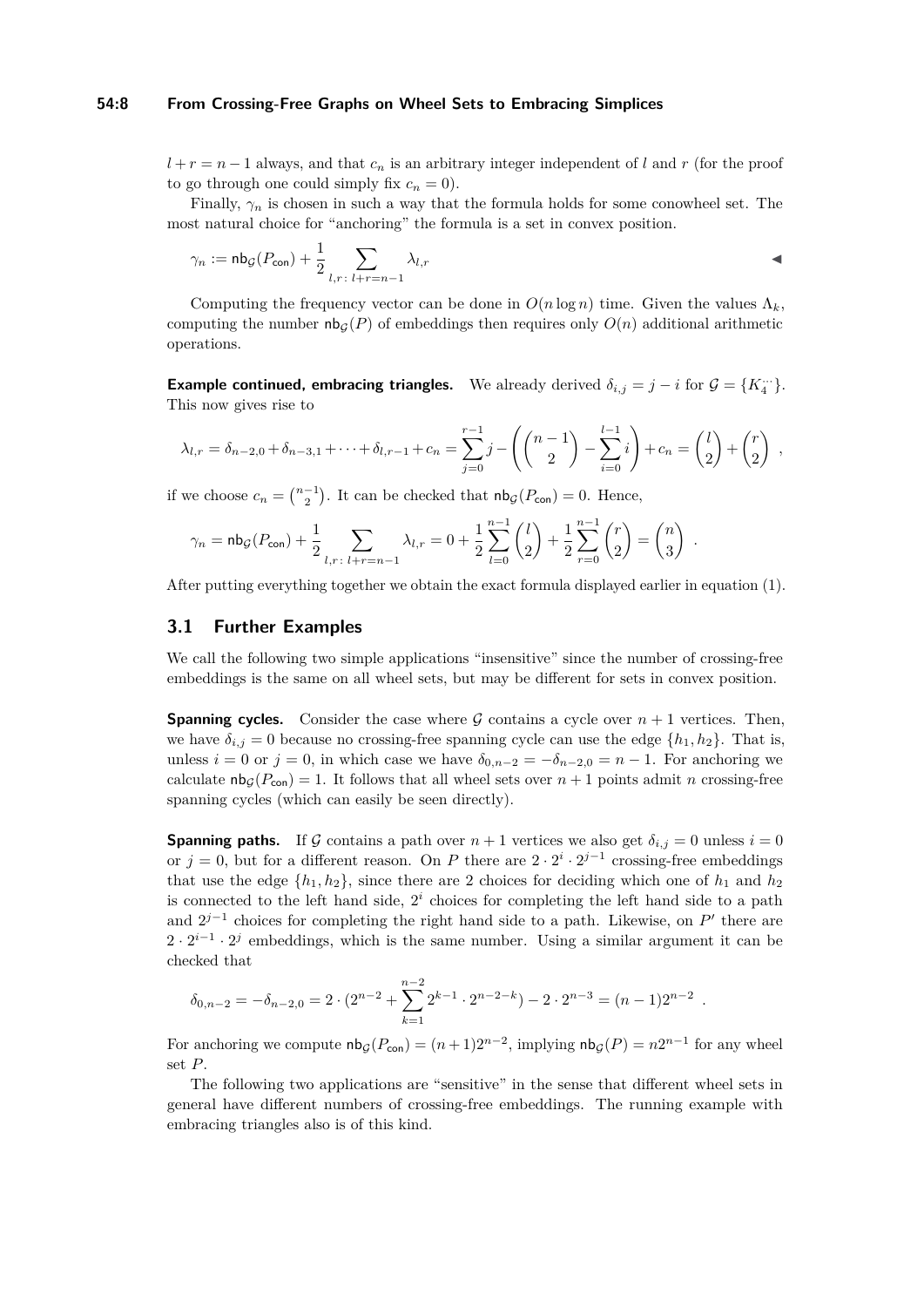$l + r = n - 1$ always, and that $c_n$ is an arbitrary integer independent of $l$ and $r$ (for the proof to go through one could simply fix $c_n = 0$).

Finally, $\gamma_n$ is chosen in such a way that the formula holds for some conowheel set. The most natural choice for "anchoring" the formula is a set in convex position.

$$\gamma_n := \mathsf{nb}_{\mathcal{G}}(P_{\mathsf{con}}) + \frac{1}{2} \sum_{l,r:\, l+r=n-1} \lambda_{l,r} \qquad \blacktriangleleft$$

Computing the frequency vector can be done in $O(n \log n)$ time. Given the values $\Lambda_k$, computing the number $\mathsf{nb}_{\mathcal{G}}(P)$ of embeddings then requires only $O(n)$ additional arithmetic operations.

**Example continued, embracing triangles.** We already derived $\delta_{i,j} = j - i$ for $\mathcal{G} = \{K_4^{\because}\}$. This now gives rise to

$$\lambda_{l,r} = \delta_{n-2,0} + \delta_{n-3,1} + \cdots + \delta_{l,r-1} + c_n = \sum_{j=0}^{r-1} j - \left( \binom{n-1}{2} - \sum_{i=0}^{l-1} i \right) + c_n = \binom{l}{2} + \binom{r}{2} ,$$

if we choose $c_n = \binom{n-1}{2}$. It can be checked that $\mathsf{nb}_{\mathcal{G}}(P_{\mathsf{con}}) = 0$. Hence,

$$\gamma_n = \mathsf{nb}_{\mathcal{G}}(P_{\mathsf{con}}) + \frac{1}{2} \sum_{l,r:\, l+r=n-1} \lambda_{l,r} = 0 + \frac{1}{2} \sum_{l=0}^{n-1} \binom{l}{2} + \frac{1}{2} \sum_{r=0}^{n-1} \binom{r}{2} = \binom{n}{3} .$$

After putting everything together we obtain the exact formula displayed earlier in equation (1).

## 3.1 Further Examples

We call the following two simple applications "insensitive" since the number of crossing-free embeddings is the same on all wheel sets, but may be different for sets in convex position.

**Spanning cycles.** Consider the case where $\mathcal{G}$ contains a cycle over $n + 1$ vertices. Then, we have $\delta_{i,j} = 0$ because no crossing-free spanning cycle can use the edge $\{h_1, h_2\}$. That is, unless $i = 0$ or $j = 0$, in which case we have $\delta_{0,n-2} = -\delta_{n-2,0} = n - 1$. For anchoring we calculate $\mathsf{nb}_{\mathcal{G}}(P_{\mathsf{con}}) = 1$. It follows that all wheel sets over $n + 1$ points admit $n$ crossing-free spanning cycles (which can easily be seen directly).

**Spanning paths.** If $\mathcal{G}$ contains a path over $n + 1$ vertices we also get $\delta_{i,j} = 0$ unless $i = 0$ or $j = 0$, but for a different reason. On $P$ there are $2 \cdot 2^i \cdot 2^{j-1}$ crossing-free embeddings that use the edge $\{h_1, h_2\}$, since there are 2 choices for deciding which one of $h_1$ and $h_2$ is connected to the left hand side, $2^i$ choices for completing the left hand side to a path and $2^{j-1}$ choices for completing the right hand side to a path. Likewise, on $P'$ there are $2 \cdot 2^{i-1} \cdot 2^j$ embeddings, which is the same number. Using a similar argument it can be checked that

$$\delta_{0,n-2} = -\delta_{n-2,0} = 2 \cdot (2^{n-2} + \sum_{k=1}^{n-2} 2^{k-1} \cdot 2^{n-2-k}) - 2 \cdot 2^{n-3} = (n-1)2^{n-2} .$$

For anchoring we compute $\mathsf{nb}_{\mathcal{G}}(P_{\mathsf{con}}) = (n+1)2^{n-2}$, implying $\mathsf{nb}_{\mathcal{G}}(P) = n2^{n-1}$ for any wheel set $P$.

The following two applications are "sensitive" in the sense that different wheel sets in general have different numbers of crossing-free embeddings. The running example with embracing triangles also is of this kind.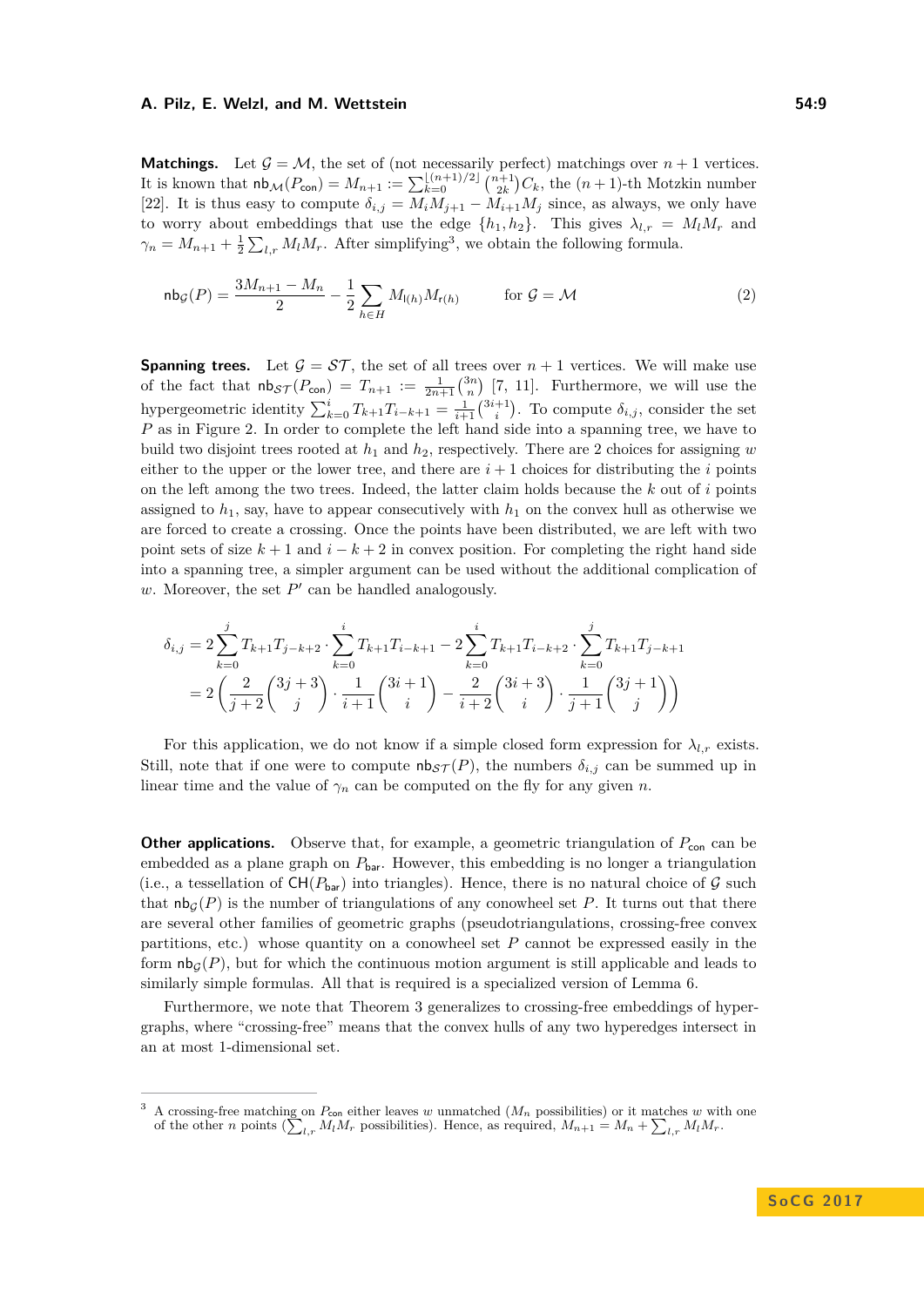**Matchings.** Let $\mathcal{G} = \mathcal{M}$, the set of (not necessarily perfect) matchings over $n+1$ vertices. It is known that $\mathsf{nb}_{\mathcal{M}}(P_{\mathsf{con}}) = M_{n+1} := \sum_{k=0}^{\lfloor (n+1)/2 \rfloor} \binom{n+1}{2k} C_k$, the $(n+1)$-th Motzkin number [22]. It is thus easy to compute $\delta_{i,j} = M_i M_{j+1} - M_{i+1} M_j$ since, as always, we only have to worry about embeddings that use the edge $\{h_1, h_2\}$. This gives $\lambda_{l,r} = M_l M_r$ and $\gamma_n = M_{n+1} + \frac{1}{2}\sum_{l,r} M_l M_r$. After simplifying[3], we obtain the following formula.

$$\mathsf{nb}_{\mathcal{G}}(P) = \frac{3M_{n+1} - M_n}{2} - \frac{1}{2}\sum_{h \in H} M_{\mathsf{l}(h)} M_{\mathsf{r}(h)} \qquad \text{for } \mathcal{G} = \mathcal{M} \tag{2}$$

**Spanning trees.** Let $\mathcal{G} = \mathcal{ST}$, the set of all trees over $n+1$ vertices. We will make use of the fact that $\mathsf{nb}_{\mathcal{ST}}(P_{\mathsf{con}}) = T_{n+1} := \frac{1}{2n+1}\binom{3n}{n}$ [7, 11]. Furthermore, we will use the hypergeometric identity $\sum_{k=0}^{i} T_{k+1} T_{i-k+1} = \frac{1}{i+1}\binom{3i+1}{i}$. To compute $\delta_{i,j}$, consider the set $P$ as in Figure 2. In order to complete the left hand side into a spanning tree, we have to build two disjoint trees rooted at $h_1$ and $h_2$, respectively. There are 2 choices for assigning $w$ either to the upper or the lower tree, and there are $i+1$ choices for distributing the $i$ points on the left among the two trees. Indeed, the latter claim holds because the $k$ out of $i$ points assigned to $h_1$, say, have to appear consecutively with $h_1$ on the convex hull as otherwise we are forced to create a crossing. Once the points have been distributed, we are left with two point sets of size $k+1$ and $i-k+2$ in convex position. For completing the right hand side into a spanning tree, a simpler argument can be used without the additional complication of $w$. Moreover, the set $P'$ can be handled analogously.

$$\begin{aligned}
\delta_{i,j} &= 2\sum_{k=0}^{j} T_{k+1}T_{j-k+2} \cdot \sum_{k=0}^{i} T_{k+1}T_{i-k+1} - 2\sum_{k=0}^{i} T_{k+1}T_{i-k+2} \cdot \sum_{k=0}^{j} T_{k+1}T_{j-k+1} \\
&= 2\left(\frac{2}{j+2}\binom{3j+3}{j} \cdot \frac{1}{i+1}\binom{3i+1}{i} - \frac{2}{i+2}\binom{3i+3}{i} \cdot \frac{1}{j+1}\binom{3j+1}{j}\right)
\end{aligned}$$

For this application, we do not know if a simple closed form expression for $\lambda_{l,r}$ exists. Still, note that if one were to compute $\mathsf{nb}_{\mathcal{ST}}(P)$, the numbers $\delta_{i,j}$ can be summed up in linear time and the value of $\gamma_n$ can be computed on the fly for any given $n$.

**Other applications.** Observe that, for example, a geometric triangulation of $P_{\mathsf{con}}$ can be embedded as a plane graph on $P_{\mathsf{bar}}$. However, this embedding is no longer a triangulation (i.e., a tessellation of $\mathsf{CH}(P_{\mathsf{bar}})$ into triangles). Hence, there is no natural choice of $\mathcal{G}$ such that $\mathsf{nb}_{\mathcal{G}}(P)$ is the number of triangulations of any conowheel set $P$. It turns out that there are several other families of geometric graphs (pseudotriangulations, crossing-free convex partitions, etc.) whose quantity on a conowheel set $P$ cannot be expressed easily in the form $\mathsf{nb}_{\mathcal{G}}(P)$, but for which the continuous motion argument is still applicable and leads to similarly simple formulas. All that is required is a specialized version of Lemma 6.

Furthermore, we note that Theorem 3 generalizes to crossing-free embeddings of hypergraphs, where "crossing-free" means that the convex hulls of any two hyperedges intersect in an at most 1-dimensional set.

---

[3] A crossing-free matching on $P_{\mathsf{con}}$ either leaves $w$ unmatched ($M_n$ possibilities) or it matches $w$ with one of the other $n$ points ($\sum_{l,r} M_l M_r$ possibilities). Hence, as required, $M_{n+1} = M_n + \sum_{l,r} M_l M_r$.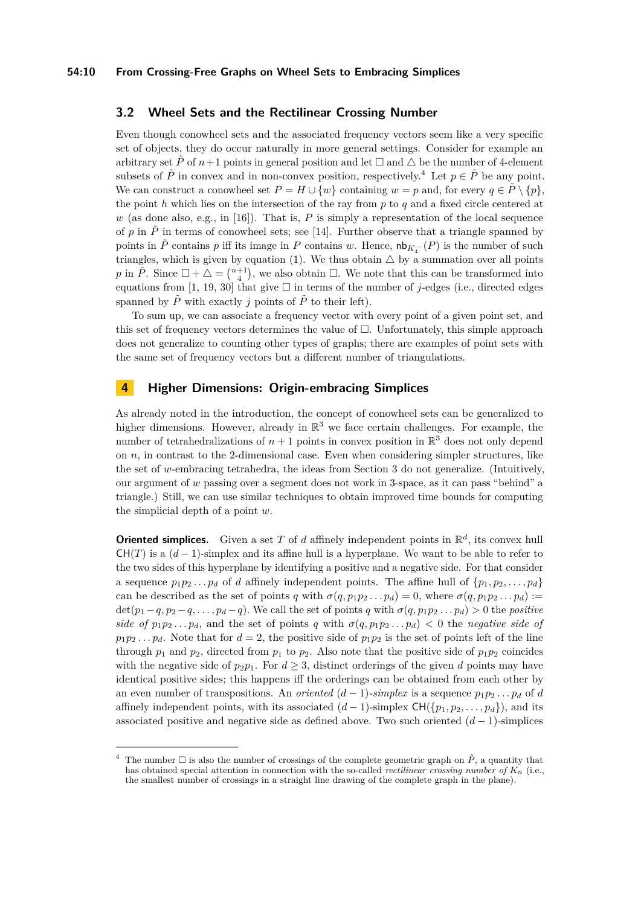## 3.2 Wheel Sets and the Rectilinear Crossing Number

Even though conowheel sets and the associated frequency vectors seem like a very specific set of objects, they do occur naturally in more general settings. Consider for example an arbitrary set $\tilde{P}$ of $n+1$ points in general position and let $\square$ and $\triangle$ be the number of 4-element subsets of $\tilde{P}$ in convex and in non-convex position, respectively.[4] Let $p \in \tilde{P}$ be any point. We can construct a conowheel set $P = H \cup \{w\}$ containing $w = p$ and, for every $q \in \tilde{P} \setminus \{p\}$, the point $h$ which lies on the intersection of the ray from $p$ to $q$ and a fixed circle centered at $w$ (as done also, e.g., in [16]). That is, $P$ is simply a representation of the local sequence of $p$ in $\tilde{P}$ in terms of conowheel sets; see [14]. Further observe that a triangle spanned by points in $\tilde{P}$ contains $p$ iff its image in $P$ contains $w$. Hence, $\mathsf{nb}_{K_4^{\cdot\cdot}}(P)$ is the number of such triangles, which is given by equation (1). We thus obtain $\triangle$ by a summation over all points $p$ in $\tilde{P}$. Since $\square + \triangle = \binom{n+1}{4}$, we also obtain $\square$. We note that this can be transformed into equations from [1, 19, 30] that give $\square$ in terms of the number of $j$-edges (i.e., directed edges spanned by $\tilde{P}$ with exactly $j$ points of $\tilde{P}$ to their left).

To sum up, we can associate a frequency vector with every point of a given point set, and this set of frequency vectors determines the value of $\square$. Unfortunately, this simple approach does not generalize to counting other types of graphs; there are examples of point sets with the same set of frequency vectors but a different number of triangulations.

# 4 Higher Dimensions: Origin-embracing Simplices

As already noted in the introduction, the concept of conowheel sets can be generalized to higher dimensions. However, already in $\mathbb{R}^3$ we face certain challenges. For example, the number of tetrahedralizations of $n+1$ points in convex position in $\mathbb{R}^3$ does not only depend on $n$, in contrast to the 2-dimensional case. Even when considering simpler structures, like the set of $w$-embracing tetrahedra, the ideas from Section 3 do not generalize. (Intuitively, our argument of $w$ passing over a segment does not work in 3-space, as it can pass "behind" a triangle.) Still, we can use similar techniques to obtain improved time bounds for computing the simplicial depth of a point $w$.

**Oriented simplices.** Given a set $T$ of $d$ affinely independent points in $\mathbb{R}^d$, its convex hull $\mathsf{CH}(T)$ is a $(d-1)$-simplex and its affine hull is a hyperplane. We want to be able to refer to the two sides of this hyperplane by identifying a positive and a negative side. For that consider a sequence $p_1p_2\ldots p_d$ of $d$ affinely independent points. The affine hull of $\{p_1, p_2, \ldots, p_d\}$ can be described as the set of points $q$ with $\sigma(q, p_1p_2\ldots p_d) = 0$, where $\sigma(q, p_1p_2\ldots p_d) := \det(p_1 - q, p_2 - q, \ldots, p_d - q)$. We call the set of points $q$ with $\sigma(q, p_1p_2\ldots p_d) > 0$ the *positive side of* $p_1p_2\ldots p_d$, and the set of points $q$ with $\sigma(q, p_1p_2\ldots p_d) < 0$ the *negative side of* $p_1p_2\ldots p_d$. Note that for $d = 2$, the positive side of $p_1p_2$ is the set of points left of the line through $p_1$ and $p_2$, directed from $p_1$ to $p_2$. Also note that the positive side of $p_1p_2$ coincides with the negative side of $p_2p_1$. For $d \geq 3$, distinct orderings of the given $d$ points may have identical positive sides; this happens iff the orderings can be obtained from each other by an even number of transpositions. An *oriented* $(d-1)$*-simplex* is a sequence $p_1p_2\ldots p_d$ of $d$ affinely independent points, with its associated $(d-1)$-simplex $\mathsf{CH}(\{p_1, p_2, \ldots, p_d\})$, and its associated positive and negative side as defined above. Two such oriented $(d-1)$-simplices

[4] The number $\square$ is also the number of crossings of the complete geometric graph on $\tilde{P}$, a quantity that has obtained special attention in connection with the so-called *rectilinear crossing number of* $K_n$ (i.e., the smallest number of crossings in a straight line drawing of the complete graph in the plane).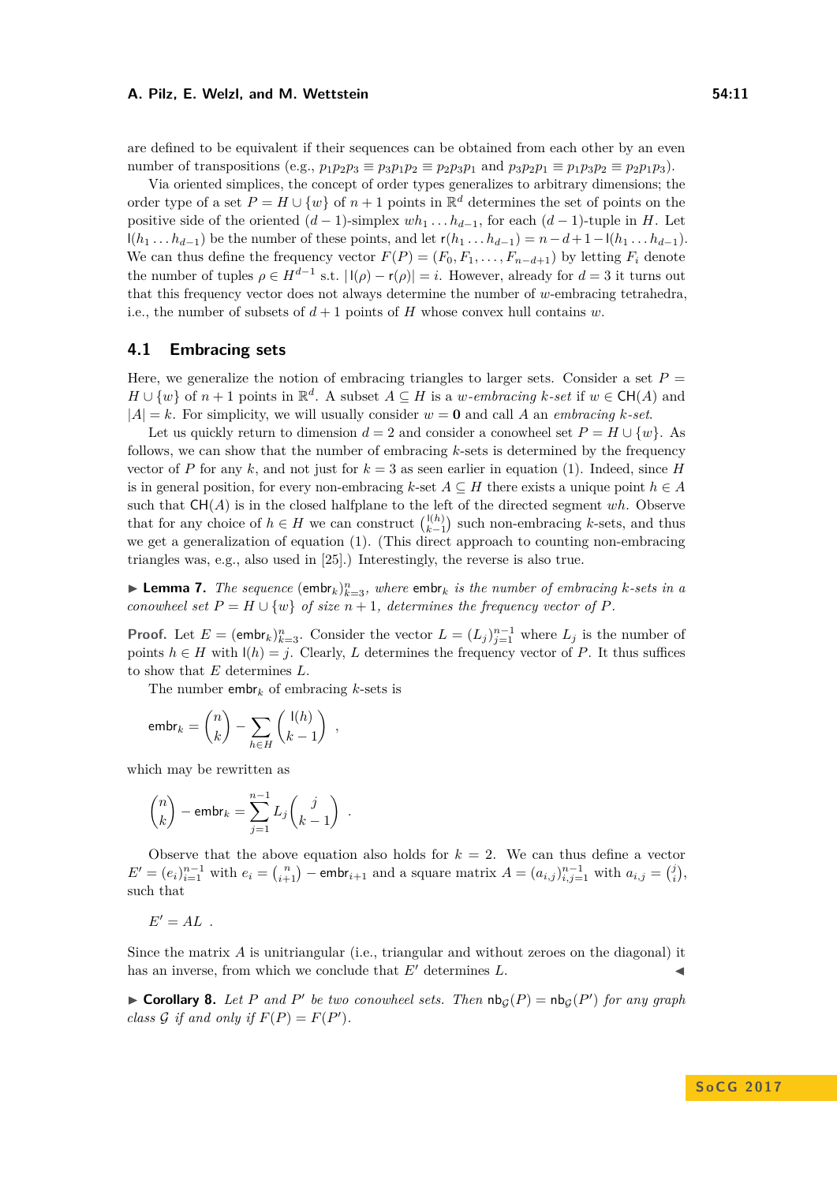are defined to be equivalent if their sequences can be obtained from each other by an even number of transpositions (e.g., $p_1p_2p_3 \equiv p_3p_1p_2 \equiv p_2p_3p_1$ and $p_3p_2p_1 \equiv p_1p_3p_2 \equiv p_2p_1p_3$).

Via oriented simplices, the concept of order types generalizes to arbitrary dimensions; the order type of a set $P = H \cup \{w\}$ of $n+1$ points in $\mathbb{R}^d$ determines the set of points on the positive side of the oriented $(d-1)$-simplex $wh_1 \ldots h_{d-1}$, for each $(d-1)$-tuple in $H$. Let $\mathsf{l}(h_1 \ldots h_{d-1})$ be the number of these points, and let $\mathsf{r}(h_1 \ldots h_{d-1}) = n - d + 1 - \mathsf{l}(h_1 \ldots h_{d-1})$. We can thus define the frequency vector $F(P) = (F_0, F_1, \ldots, F_{n-d+1})$ by letting $F_i$ denote the number of tuples $\rho \in H^{d-1}$ s.t. $|\mathsf{l}(\rho) - \mathsf{r}(\rho)| = i$. However, already for $d = 3$ it turns out that this frequency vector does not always determine the number of $w$-embracing tetrahedra, i.e., the number of subsets of $d+1$ points of $H$ whose convex hull contains $w$.

## 4.1 Embracing sets

Here, we generalize the notion of embracing triangles to larger sets. Consider a set $P = H \cup \{w\}$ of $n+1$ points in $\mathbb{R}^d$. A subset $A \subseteq H$ is a *$w$-embracing $k$-set* if $w \in \mathsf{CH}(A)$ and $|A| = k$. For simplicity, we will usually consider $w = \mathbf{0}$ and call $A$ an *embracing $k$-set*.

Let us quickly return to dimension $d = 2$ and consider a conowheel set $P = H \cup \{w\}$. As follows, we can show that the number of embracing $k$-sets is determined by the frequency vector of $P$ for any $k$, and not just for $k = 3$ as seen earlier in equation (1). Indeed, since $H$ is in general position, for every non-embracing $k$-set $A \subseteq H$ there exists a unique point $h \in A$ such that $\mathsf{CH}(A)$ is in the closed halfplane to the left of the directed segment $wh$. Observe that for any choice of $h \in H$ we can construct $\binom{\mathsf{l}(h)}{k-1}$ such non-embracing $k$-sets, and thus we get a generalization of equation (1). (This direct approach to counting non-embracing triangles was, e.g., also used in [25].) Interestingly, the reverse is also true.

▶ **Lemma 7.** *The sequence $(\mathsf{embr}_k)_{k=3}^{n}$, where $\mathsf{embr}_k$ is the number of embracing $k$-sets in a conowheel set $P = H \cup \{w\}$ of size $n+1$, determines the frequency vector of $P$.*

**Proof.** Let $E = (\mathsf{embr}_k)_{k=3}^{n}$. Consider the vector $L = (L_j)_{j=1}^{n-1}$ where $L_j$ is the number of points $h \in H$ with $\mathsf{l}(h) = j$. Clearly, $L$ determines the frequency vector of $P$. It thus suffices to show that $E$ determines $L$.

The number $\mathsf{embr}_k$ of embracing $k$-sets is

$$\mathsf{embr}_k = \binom{n}{k} - \sum_{h \in H} \binom{\mathsf{l}(h)}{k-1} \ ,$$

which may be rewritten as

$$\binom{n}{k} - \mathsf{embr}_k = \sum_{j=1}^{n-1} L_j \binom{j}{k-1} \ .$$

Observe that the above equation also holds for $k = 2$. We can thus define a vector $E' = (e_i)_{i=1}^{n-1}$ with $e_i = \binom{n}{i+1} - \mathsf{embr}_{i+1}$ and a square matrix $A = (a_{i,j})_{i,j=1}^{n-1}$ with $a_{i,j} = \binom{j}{i}$, such that

$$E' = AL \ .$$

Since the matrix $A$ is unitriangular (i.e., triangular and without zeroes on the diagonal) it has an inverse, from which we conclude that $E'$ determines $L$. ◀

▶ **Corollary 8.** *Let $P$ and $P'$ be two conowheel sets. Then $\mathsf{nb}_{\mathcal{G}}(P) = \mathsf{nb}_{\mathcal{G}}(P')$ for any graph class $\mathcal{G}$ if and only if $F(P) = F(P')$.*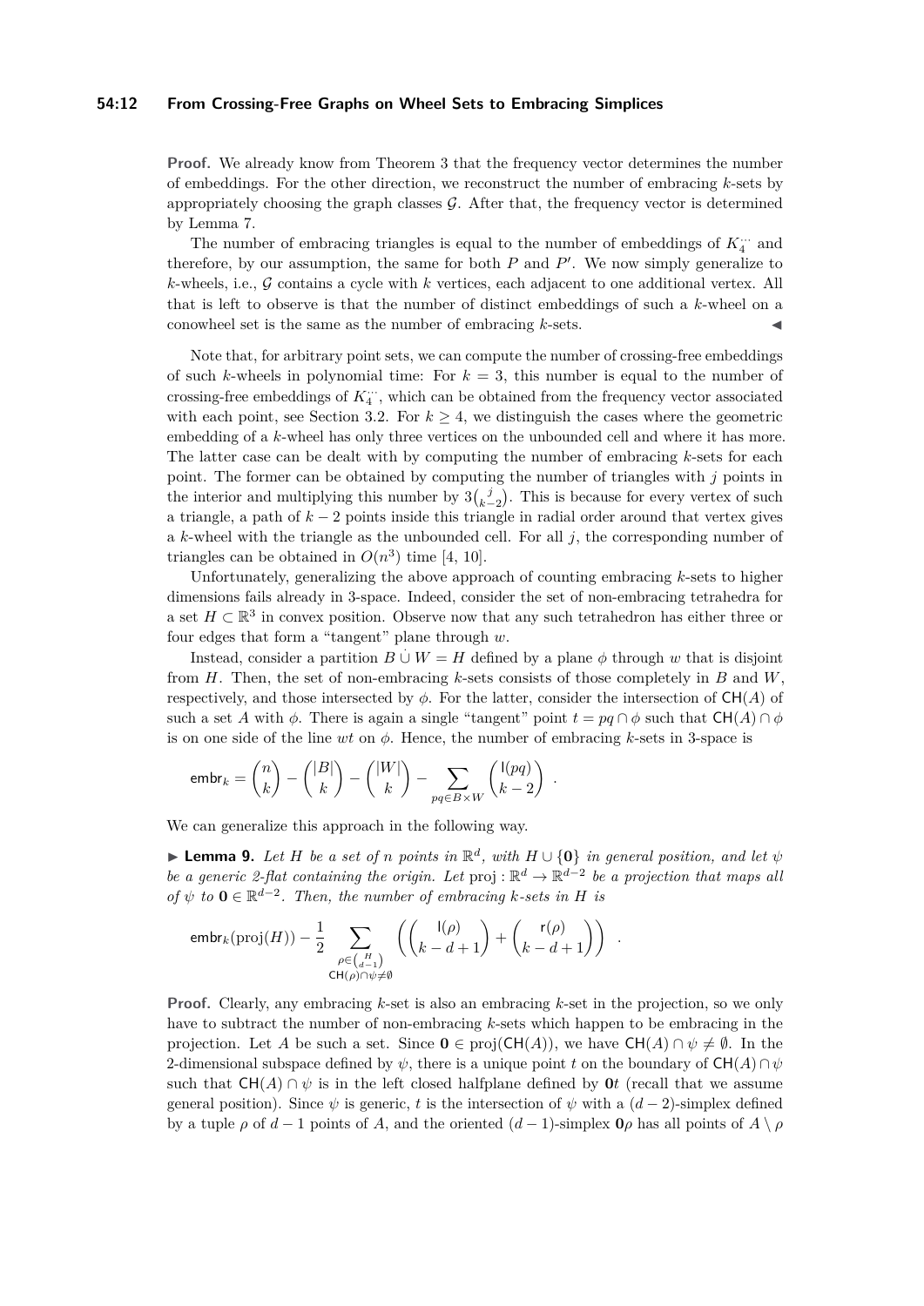**Proof.** We already know from Theorem 3 that the frequency vector determines the number of embeddings. For the other direction, we reconstruct the number of embracing $k$-sets by appropriately choosing the graph classes $\mathcal{G}$. After that, the frequency vector is determined by Lemma 7.

The number of embracing triangles is equal to the number of embeddings of $K_4^{\because}$ and therefore, by our assumption, the same for both $P$ and $P'$. We now simply generalize to $k$-wheels, i.e., $\mathcal{G}$ contains a cycle with $k$ vertices, each adjacent to one additional vertex. All that is left to observe is that the number of distinct embeddings of such a $k$-wheel on a conowheel set is the same as the number of embracing $k$-sets. ◀

Note that, for arbitrary point sets, we can compute the number of crossing-free embeddings of such $k$-wheels in polynomial time: For $k = 3$, this number is equal to the number of crossing-free embeddings of $K_4^{\because}$, which can be obtained from the frequency vector associated with each point, see Section 3.2. For $k \geq 4$, we distinguish the cases where the geometric embedding of a $k$-wheel has only three vertices on the unbounded cell and where it has more. The latter case can be dealt with by computing the number of embracing $k$-sets for each point. The former can be obtained by computing the number of triangles with $j$ points in the interior and multiplying this number by $3\binom{j}{k-2}$. This is because for every vertex of such a triangle, a path of $k-2$ points inside this triangle in radial order around that vertex gives a $k$-wheel with the triangle as the unbounded cell. For all $j$, the corresponding number of triangles can be obtained in $O(n^3)$ time [4, 10].

Unfortunately, generalizing the above approach of counting embracing $k$-sets to higher dimensions fails already in 3-space. Indeed, consider the set of non-embracing tetrahedra for a set $H \subset \mathbb{R}^3$ in convex position. Observe now that any such tetrahedron has either three or four edges that form a "tangent" plane through $w$.

Instead, consider a partition $B \,\dot\cup\, W = H$ defined by a plane $\phi$ through $w$ that is disjoint from $H$. Then, the set of non-embracing $k$-sets consists of those completely in $B$ and $W$, respectively, and those intersected by $\phi$. For the latter, consider the intersection of $\mathsf{CH}(A)$ of such a set $A$ with $\phi$. There is again a single "tangent" point $t = pq \cap \phi$ such that $\mathsf{CH}(A) \cap \phi$ is on one side of the line $wt$ on $\phi$. Hence, the number of embracing $k$-sets in 3-space is

$$\mathsf{embr}_k = \binom{n}{k} - \binom{|B|}{k} - \binom{|W|}{k} - \sum_{pq \in B \times W} \binom{\mathsf{l}(pq)}{k-2} \ .$$

We can generalize this approach in the following way.

▶ **Lemma 9.** *Let $H$ be a set of $n$ points in $\mathbb{R}^d$, with $H \cup \{\mathbf{0}\}$ in general position, and let $\psi$ be a generic 2-flat containing the origin. Let $\operatorname{proj} : \mathbb{R}^d \to \mathbb{R}^{d-2}$ be a projection that maps all of $\psi$ to $\mathbf{0} \in \mathbb{R}^{d-2}$. Then, the number of embracing $k$-sets in $H$ is*

$$\mathsf{embr}_k(\operatorname{proj}(H)) - \frac{1}{2} \sum_{\substack{\rho \in \binom{H}{d-1} \\ \mathsf{CH}(\rho) \cap \psi \neq \emptyset}} \left( \binom{\mathsf{l}(\rho)}{k-d+1} + \binom{\mathsf{r}(\rho)}{k-d+1} \right) \ .$$

**Proof.** Clearly, any embracing $k$-set is also an embracing $k$-set in the projection, so we only have to subtract the number of non-embracing $k$-sets which happen to be embracing in the projection. Let $A$ be such a set. Since $\mathbf{0} \in \operatorname{proj}(\mathsf{CH}(A))$, we have $\mathsf{CH}(A) \cap \psi \neq \emptyset$. In the 2-dimensional subspace defined by $\psi$, there is a unique point $t$ on the boundary of $\mathsf{CH}(A) \cap \psi$ such that $\mathsf{CH}(A) \cap \psi$ is in the left closed halfplane defined by $\mathbf{0}t$ (recall that we assume general position). Since $\psi$ is generic, $t$ is the intersection of $\psi$ with a $(d-2)$-simplex defined by a tuple $\rho$ of $d-1$ points of $A$, and the oriented $(d-1)$-simplex $\mathbf{0}\rho$ has all points of $A \setminus \rho$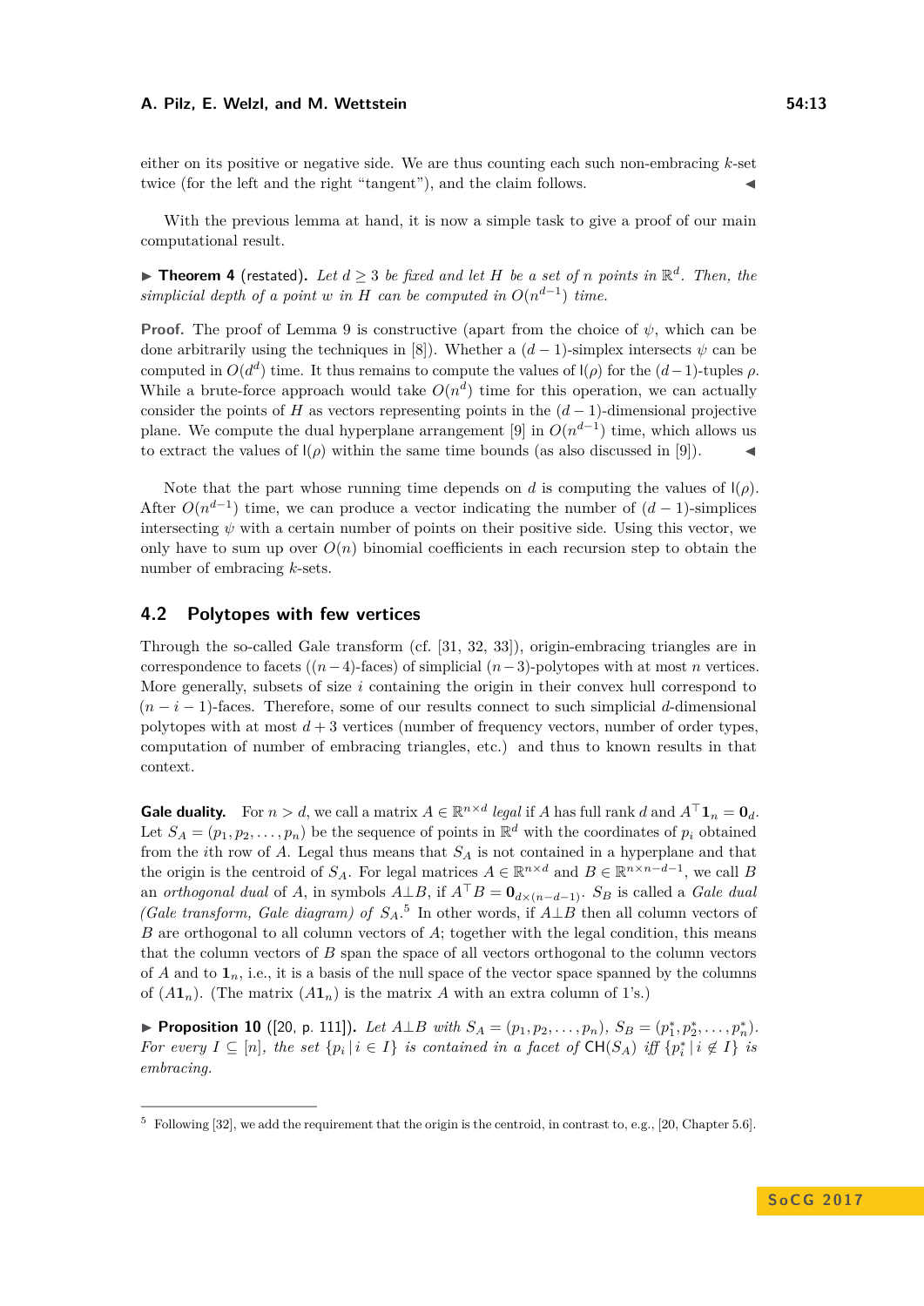either on its positive or negative side. We are thus counting each such non-embracing $k$-set twice (for the left and the right "tangent"), and the claim follows. ◀

With the previous lemma at hand, it is now a simple task to give a proof of our main computational result.

▶ **Theorem 4** (restated). *Let $d \geq 3$ be fixed and let $H$ be a set of $n$ points in $\mathbb{R}^d$. Then, the simplicial depth of a point $w$ in $H$ can be computed in $O(n^{d-1})$ time.*

**Proof.** The proof of Lemma 9 is constructive (apart from the choice of $\psi$, which can be done arbitrarily using the techniques in [8]). Whether a $(d-1)$-simplex intersects $\psi$ can be computed in $O(d^d)$ time. It thus remains to compute the values of $\mathsf{I}(\rho)$ for the $(d-1)$-tuples $\rho$. While a brute-force approach would take $O(n^d)$ time for this operation, we can actually consider the points of $H$ as vectors representing points in the $(d-1)$-dimensional projective plane. We compute the dual hyperplane arrangement [9] in $O(n^{d-1})$ time, which allows us to extract the values of $\mathsf{I}(\rho)$ within the same time bounds (as also discussed in [9]). ◀

Note that the part whose running time depends on $d$ is computing the values of $\mathsf{I}(\rho)$. After $O(n^{d-1})$ time, we can produce a vector indicating the number of $(d-1)$-simplices intersecting $\psi$ with a certain number of points on their positive side. Using this vector, we only have to sum up over $O(n)$ binomial coefficients in each recursion step to obtain the number of embracing $k$-sets.

## 4.2 Polytopes with few vertices

Through the so-called Gale transform (cf. [31, 32, 33]), origin-embracing triangles are in correspondence to facets ($(n-4)$-faces) of simplicial $(n-3)$-polytopes with at most $n$ vertices. More generally, subsets of size $i$ containing the origin in their convex hull correspond to $(n-i-1)$-faces. Therefore, some of our results connect to such simplicial $d$-dimensional polytopes with at most $d+3$ vertices (number of frequency vectors, number of order types, computation of number of embracing triangles, etc.) and thus to known results in that context.

**Gale duality.** For $n > d$, we call a matrix $A \in \mathbb{R}^{n \times d}$ *legal* if $A$ has full rank $d$ and $A^\top \mathbf{1}_n = \mathbf{0}_d$. Let $S_A = (p_1, p_2, \ldots, p_n)$ be the sequence of points in $\mathbb{R}^d$ with the coordinates of $p_i$ obtained from the $i$th row of $A$. Legal thus means that $S_A$ is not contained in a hyperplane and that the origin is the centroid of $S_A$. For legal matrices $A \in \mathbb{R}^{n \times d}$ and $B \in \mathbb{R}^{n \times n-d-1}$, we call $B$ an *orthogonal dual* of $A$, in symbols $A \perp B$, if $A^\top B = \mathbf{0}_{d \times (n-d-1)}$. $S_B$ is called a *Gale dual (Gale transform, Gale diagram) of $S_A$*.[5] In other words, if $A \perp B$ then all column vectors of $B$ are orthogonal to all column vectors of $A$; together with the legal condition, this means that the column vectors of $B$ span the space of all vectors orthogonal to the column vectors of $A$ and to $\mathbf{1}_n$, i.e., it is a basis of the null space of the vector space spanned by the columns of $(A\mathbf{1}_n)$. (The matrix $(A\mathbf{1}_n)$ is the matrix $A$ with an extra column of 1's.)

▶ **Proposition 10** ([20, p. 111]). *Let $A \perp B$ with $S_A = (p_1, p_2, \ldots, p_n)$, $S_B = (p_1^*, p_2^*, \ldots, p_n^*)$. For every $I \subseteq [n]$, the set $\{p_i \,|\, i \in I\}$ is contained in a facet of $\mathsf{CH}(S_A)$ iff $\{p_i^* \,|\, i \notin I\}$ is embracing.*

---

[5] Following [32], we add the requirement that the origin is the centroid, in contrast to, e.g., [20, Chapter 5.6].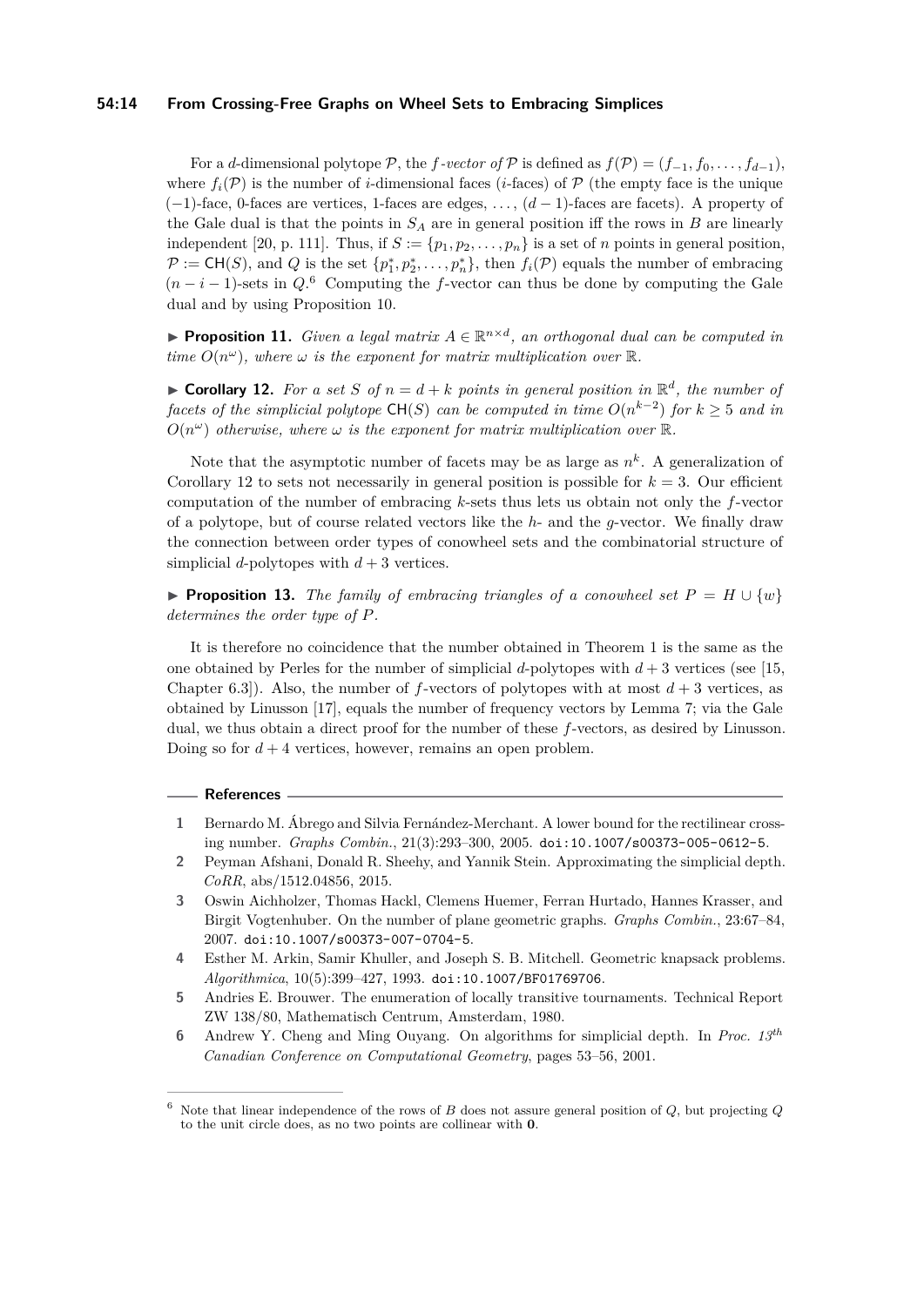For a $d$-dimensional polytope $\mathcal{P}$, the *$f$-vector of* $\mathcal{P}$ is defined as $f(\mathcal{P}) = (f_{-1}, f_0, \dots, f_{d-1})$, where $f_i(\mathcal{P})$ is the number of $i$-dimensional faces ($i$-faces) of $\mathcal{P}$ (the empty face is the unique $(-1)$-face, 0-faces are vertices, 1-faces are edges, $\dots$, $(d-1)$-faces are facets). A property of the Gale dual is that the points in $S_A$ are in general position iff the rows in $B$ are linearly independent [20, p. 111]. Thus, if $S := \{p_1, p_2, \dots, p_n\}$ is a set of $n$ points in general position, $\mathcal{P} := \mathsf{CH}(S)$, and $Q$ is the set $\{p_1^*, p_2^*, \dots, p_n^*\}$, then $f_i(\mathcal{P})$ equals the number of embracing $(n-i-1)$-sets in $Q$.[6] Computing the $f$-vector can thus be done by computing the Gale dual and by using Proposition 10.

▶ **Proposition 11.** *Given a legal matrix $A \in \mathbb{R}^{n \times d}$, an orthogonal dual can be computed in time $O(n^\omega)$, where $\omega$ is the exponent for matrix multiplication over $\mathbb{R}$.*

▶ **Corollary 12.** *For a set $S$ of $n = d + k$ points in general position in $\mathbb{R}^d$, the number of facets of the simplicial polytope $\mathsf{CH}(S)$ can be computed in time $O(n^{k-2})$ for $k \geq 5$ and in $O(n^\omega)$ otherwise, where $\omega$ is the exponent for matrix multiplication over $\mathbb{R}$.*

Note that the asymptotic number of facets may be as large as $n^k$. A generalization of Corollary 12 to sets not necessarily in general position is possible for $k = 3$. Our efficient computation of the number of embracing $k$-sets thus lets us obtain not only the $f$-vector of a polytope, but of course related vectors like the $h$- and the $g$-vector. We finally draw the connection between order types of conowheel sets and the combinatorial structure of simplicial $d$-polytopes with $d + 3$ vertices.

▶ **Proposition 13.** *The family of embracing triangles of a conowheel set $P = H \cup \{w\}$ determines the order type of $P$.*

It is therefore no coincidence that the number obtained in Theorem 1 is the same as the one obtained by Perles for the number of simplicial $d$-polytopes with $d + 3$ vertices (see [15, Chapter 6.3]). Also, the number of $f$-vectors of polytopes with at most $d + 3$ vertices, as obtained by Linusson [17], equals the number of frequency vectors by Lemma 7; via the Gale dual, we thus obtain a direct proof for the number of these $f$-vectors, as desired by Linusson. Doing so for $d + 4$ vertices, however, remains an open problem.

## References

1. Bernardo M. Ábrego and Silvia Fernández-Merchant. A lower bound for the rectilinear crossing number. *Graphs Combin.*, 21(3):293–300, 2005. doi:10.1007/s00373-005-0612-5.
2. Peyman Afshani, Donald R. Sheehy, and Yannik Stein. Approximating the simplicial depth. *CoRR*, abs/1512.04856, 2015.
3. Oswin Aichholzer, Thomas Hackl, Clemens Huemer, Ferran Hurtado, Hannes Krasser, and Birgit Vogtenhuber. On the number of plane geometric graphs. *Graphs Combin.*, 23:67–84, 2007. doi:10.1007/s00373-007-0704-5.
4. Esther M. Arkin, Samir Khuller, and Joseph S. B. Mitchell. Geometric knapsack problems. *Algorithmica*, 10(5):399–427, 1993. doi:10.1007/BF01769706.
5. Andries E. Brouwer. The enumeration of locally transitive tournaments. Technical Report ZW 138/80, Mathematisch Centrum, Amsterdam, 1980.
6. Andrew Y. Cheng and Ming Ouyang. On algorithms for simplicial depth. In *Proc. 13th Canadian Conference on Computational Geometry*, pages 53–56, 2001.

[6] Note that linear independence of the rows of $B$ does not assure general position of $Q$, but projecting $Q$ to the unit circle does, as no two points are collinear with $\mathbf{0}$.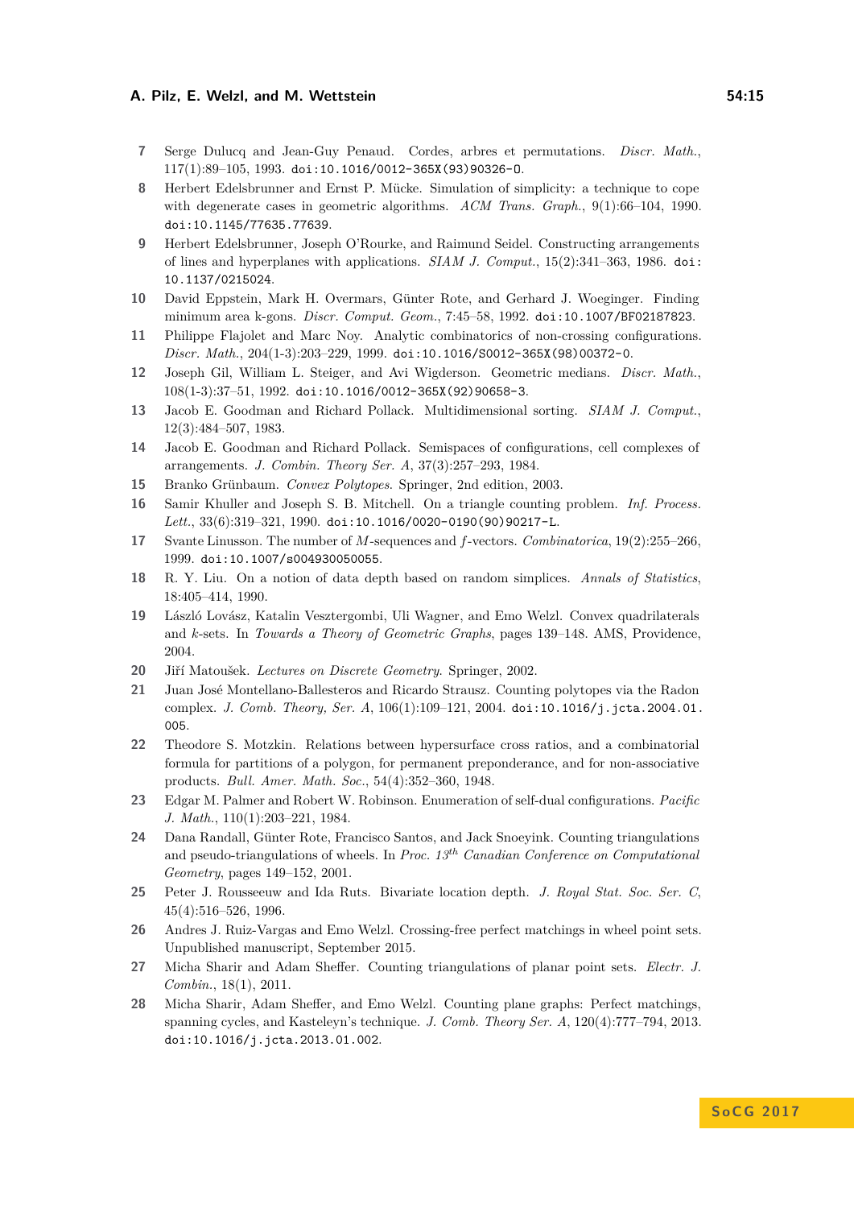7. Serge Dulucq and Jean-Guy Penaud. Cordes, arbres et permutations. *Discr. Math.*, 117(1):89–105, 1993. doi:10.1016/0012-365X(93)90326-O.
8. Herbert Edelsbrunner and Ernst P. Mücke. Simulation of simplicity: a technique to cope with degenerate cases in geometric algorithms. *ACM Trans. Graph.*, 9(1):66–104, 1990. doi:10.1145/77635.77639.
9. Herbert Edelsbrunner, Joseph O'Rourke, and Raimund Seidel. Constructing arrangements of lines and hyperplanes with applications. *SIAM J. Comput.*, 15(2):341–363, 1986. doi:10.1137/0215024.
10. David Eppstein, Mark H. Overmars, Günter Rote, and Gerhard J. Woeginger. Finding minimum area k-gons. *Discr. Comput. Geom.*, 7:45–58, 1992. doi:10.1007/BF02187823.
11. Philippe Flajolet and Marc Noy. Analytic combinatorics of non-crossing configurations. *Discr. Math.*, 204(1-3):203–229, 1999. doi:10.1016/S0012-365X(98)00372-0.
12. Joseph Gil, William L. Steiger, and Avi Wigderson. Geometric medians. *Discr. Math.*, 108(1-3):37–51, 1992. doi:10.1016/0012-365X(92)90658-3.
13. Jacob E. Goodman and Richard Pollack. Multidimensional sorting. *SIAM J. Comput.*, 12(3):484–507, 1983.
14. Jacob E. Goodman and Richard Pollack. Semispaces of configurations, cell complexes of arrangements. *J. Combin. Theory Ser. A*, 37(3):257–293, 1984.
15. Branko Grünbaum. *Convex Polytopes*. Springer, 2nd edition, 2003.
16. Samir Khuller and Joseph S. B. Mitchell. On a triangle counting problem. *Inf. Process. Lett.*, 33(6):319–321, 1990. doi:10.1016/0020-0190(90)90217-L.
17. Svante Linusson. The number of $M$-sequences and $f$-vectors. *Combinatorica*, 19(2):255–266, 1999. doi:10.1007/s004930050055.
18. R. Y. Liu. On a notion of data depth based on random simplices. *Annals of Statistics*, 18:405–414, 1990.
19. László Lovász, Katalin Vesztergombi, Uli Wagner, and Emo Welzl. Convex quadrilaterals and $k$-sets. In *Towards a Theory of Geometric Graphs*, pages 139–148. AMS, Providence, 2004.
20. Jiří Matoušek. *Lectures on Discrete Geometry*. Springer, 2002.
21. Juan José Montellano-Ballesteros and Ricardo Strausz. Counting polytopes via the Radon complex. *J. Comb. Theory, Ser. A*, 106(1):109–121, 2004. doi:10.1016/j.jcta.2004.01.005.
22. Theodore S. Motzkin. Relations between hypersurface cross ratios, and a combinatorial formula for partitions of a polygon, for permanent preponderance, and for non-associative products. *Bull. Amer. Math. Soc.*, 54(4):352–360, 1948.
23. Edgar M. Palmer and Robert W. Robinson. Enumeration of self-dual configurations. *Pacific J. Math.*, 110(1):203–221, 1984.
24. Dana Randall, Günter Rote, Francisco Santos, and Jack Snoeyink. Counting triangulations and pseudo-triangulations of wheels. In *Proc. 13th Canadian Conference on Computational Geometry*, pages 149–152, 2001.
25. Peter J. Rousseeuw and Ida Ruts. Bivariate location depth. *J. Royal Stat. Soc. Ser. C*, 45(4):516–526, 1996.
26. Andres J. Ruiz-Vargas and Emo Welzl. Crossing-free perfect matchings in wheel point sets. Unpublished manuscript, September 2015.
27. Micha Sharir and Adam Sheffer. Counting triangulations of planar point sets. *Electr. J. Combin.*, 18(1), 2011.
28. Micha Sharir, Adam Sheffer, and Emo Welzl. Counting plane graphs: Perfect matchings, spanning cycles, and Kasteleyn's technique. *J. Comb. Theory Ser. A*, 120(4):777–794, 2013. doi:10.1016/j.jcta.2013.01.002.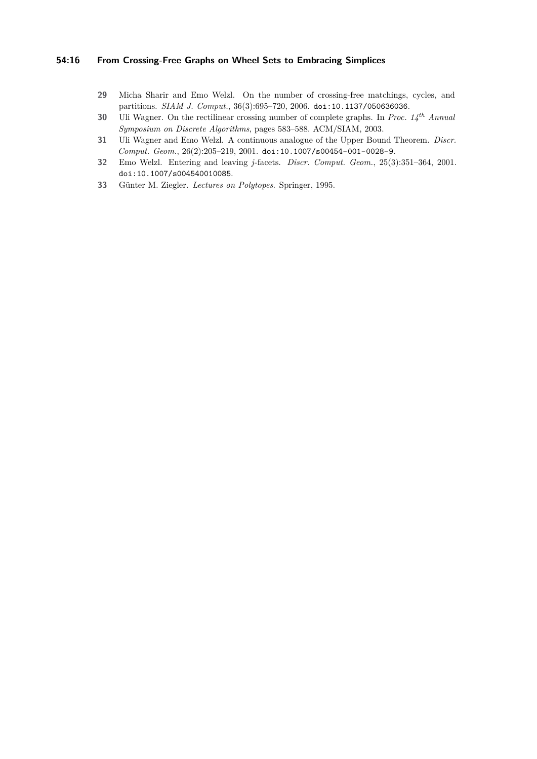**29** Micha Sharir and Emo Welzl. On the number of crossing-free matchings, cycles, and partitions. *SIAM J. Comput.*, 36(3):695–720, 2006. doi:10.1137/050636036.

**30** Uli Wagner. On the rectilinear crossing number of complete graphs. In *Proc. $14^{th}$ Annual Symposium on Discrete Algorithms*, pages 583–588. ACM/SIAM, 2003.

**31** Uli Wagner and Emo Welzl. A continuous analogue of the Upper Bound Theorem. *Discr. Comput. Geom.*, 26(2):205–219, 2001. doi:10.1007/s00454-001-0028-9.

**32** Emo Welzl. Entering and leaving $j$-facets. *Discr. Comput. Geom.*, 25(3):351–364, 2001. doi:10.1007/s004540010085.

**33** Günter M. Ziegler. *Lectures on Polytopes.* Springer, 1995.